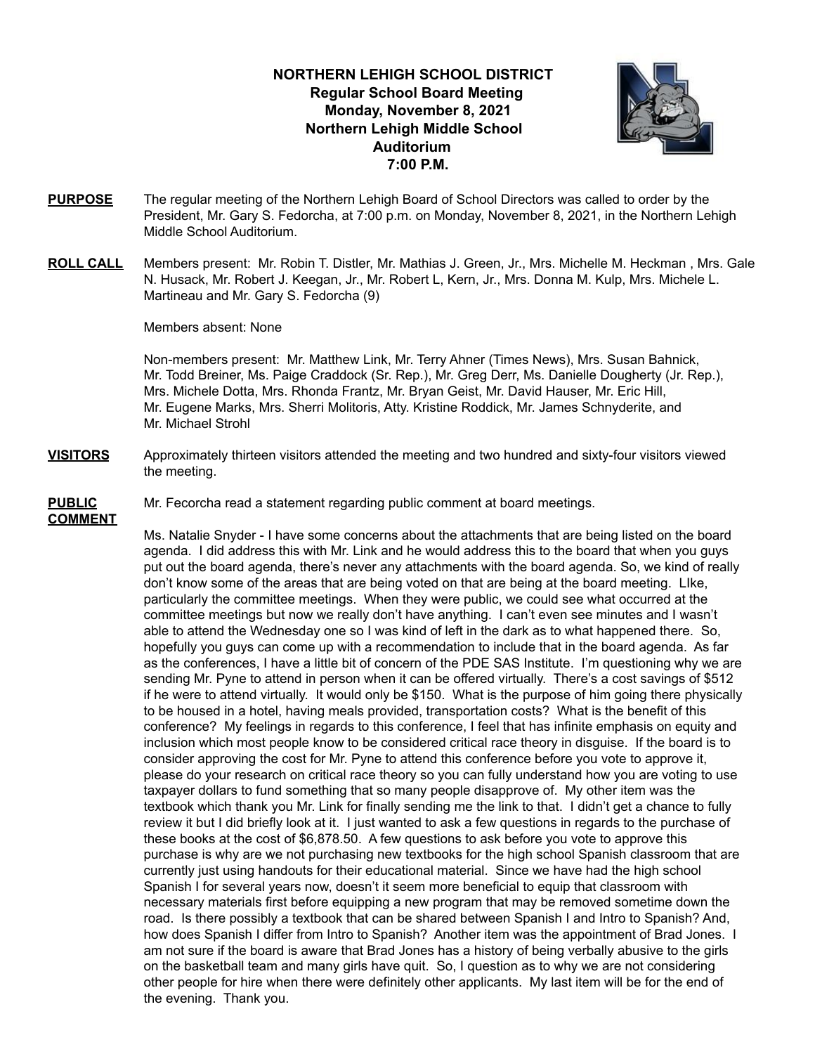**NORTHERN LEHIGH SCHOOL DISTRICT**
**Regular School Board Meeting**
**Monday, November 8, 2021**
**Northern Lehigh Middle School**
**Auditorium**
**7:00 P.M.**

**PURPOSE** The regular meeting of the Northern Lehigh Board of School Directors was called to order by the President, Mr. Gary S. Fedorcha, at 7:00 p.m. on Monday, November 8, 2021, in the Northern Lehigh Middle School Auditorium.

**ROLL CALL** Members present: Mr. Robin T. Distler, Mr. Mathias J. Green, Jr., Mrs. Michelle M. Heckman , Mrs. Gale N. Husack, Mr. Robert J. Keegan, Jr., Mr. Robert L, Kern, Jr., Mrs. Donna M. Kulp, Mrs. Michele L. Martineau and Mr. Gary S. Fedorcha (9)

Members absent: None

Non-members present: Mr. Matthew Link, Mr. Terry Ahner (Times News), Mrs. Susan Bahnick, Mr. Todd Breiner, Ms. Paige Craddock (Sr. Rep.), Mr. Greg Derr, Ms. Danielle Dougherty (Jr. Rep.), Mrs. Michele Dotta, Mrs. Rhonda Frantz, Mr. Bryan Geist, Mr. David Hauser, Mr. Eric Hill, Mr. Eugene Marks, Mrs. Sherri Molitoris, Atty. Kristine Roddick, Mr. James Schnyderite, and Mr. Michael Strohl

**VISITORS** Approximately thirteen visitors attended the meeting and two hundred and sixty-four visitors viewed the meeting.

**PUBLIC COMMENT** Mr. Fecorcha read a statement regarding public comment at board meetings.

Ms. Natalie Snyder - I have some concerns about the attachments that are being listed on the board agenda. I did address this with Mr. Link and he would address this to the board that when you guys put out the board agenda, there's never any attachments with the board agenda. So, we kind of really don't know some of the areas that are being voted on that are being at the board meeting. LIke, particularly the committee meetings. When they were public, we could see what occurred at the committee meetings but now we really don't have anything. I can't even see minutes and I wasn't able to attend the Wednesday one so I was kind of left in the dark as to what happened there. So, hopefully you guys can come up with a recommendation to include that in the board agenda. As far as the conferences, I have a little bit of concern of the PDE SAS Institute. I'm questioning why we are sending Mr. Pyne to attend in person when it can be offered virtually. There's a cost savings of $512 if he were to attend virtually. It would only be $150. What is the purpose of him going there physically to be housed in a hotel, having meals provided, transportation costs? What is the benefit of this conference? My feelings in regards to this conference, I feel that has infinite emphasis on equity and inclusion which most people know to be considered critical race theory in disguise. If the board is to consider approving the cost for Mr. Pyne to attend this conference before you vote to approve it, please do your research on critical race theory so you can fully understand how you are voting to use taxpayer dollars to fund something that so many people disapprove of. My other item was the textbook which thank you Mr. Link for finally sending me the link to that. I didn't get a chance to fully review it but I did briefly look at it. I just wanted to ask a few questions in regards to the purchase of these books at the cost of $6,878.50. A few questions to ask before you vote to approve this purchase is why are we not purchasing new textbooks for the high school Spanish classroom that are currently just using handouts for their educational material. Since we have had the high school Spanish I for several years now, doesn't it seem more beneficial to equip that classroom with necessary materials first before equipping a new program that may be removed sometime down the road. Is there possibly a textbook that can be shared between Spanish I and Intro to Spanish? And, how does Spanish I differ from Intro to Spanish? Another item was the appointment of Brad Jones. I am not sure if the board is aware that Brad Jones has a history of being verbally abusive to the girls on the basketball team and many girls have quit. So, I question as to why we are not considering other people for hire when there were definitely other applicants. My last item will be for the end of the evening. Thank you.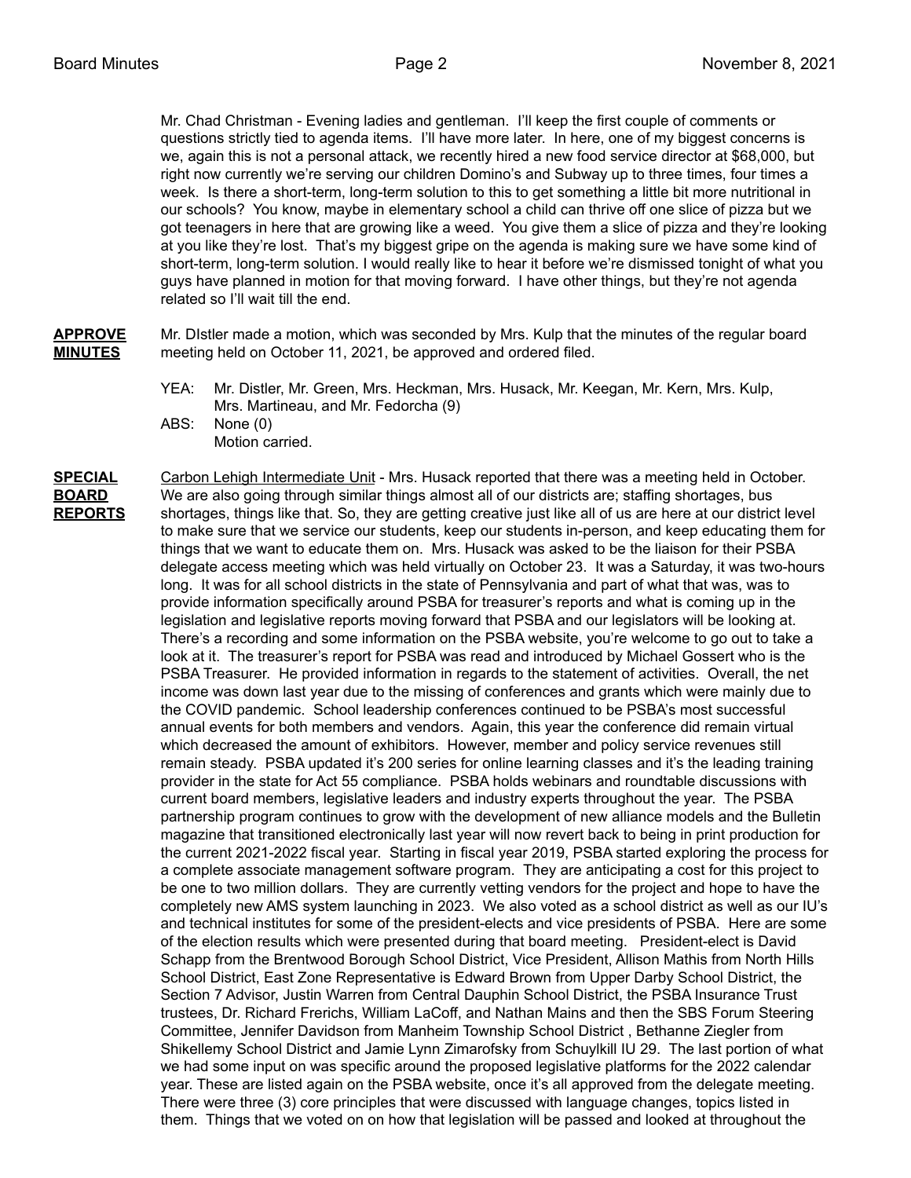Mr. Chad Christman - Evening ladies and gentleman. I'll keep the first couple of comments or questions strictly tied to agenda items. I'll have more later. In here, one of my biggest concerns is we, again this is not a personal attack, we recently hired a new food service director at $68,000, but right now currently we're serving our children Domino's and Subway up to three times, four times a week. Is there a short-term, long-term solution to this to get something a little bit more nutritional in our schools? You know, maybe in elementary school a child can thrive off one slice of pizza but we got teenagers in here that are growing like a weed. You give them a slice of pizza and they're looking at you like they're lost. That's my biggest gripe on the agenda is making sure we have some kind of short-term, long-term solution. I would really like to hear it before we're dismissed tonight of what you guys have planned in motion for that moving forward. I have other things, but they're not agenda related so I'll wait till the end.

**APPROVE MINUTES**

Mr. DIstler made a motion, which was seconded by Mrs. Kulp that the minutes of the regular board meeting held on October 11, 2021, be approved and ordered filed.

YEA: Mr. Distler, Mr. Green, Mrs. Heckman, Mrs. Husack, Mr. Keegan, Mr. Kern, Mrs. Kulp, Mrs. Martineau, and Mr. Fedorcha (9)
ABS: None (0)
Motion carried.

**SPECIAL BOARD REPORTS**

Carbon Lehigh Intermediate Unit - Mrs. Husack reported that there was a meeting held in October. We are also going through similar things almost all of our districts are; staffing shortages, bus shortages, things like that. So, they are getting creative just like all of us are here at our district level to make sure that we service our students, keep our students in-person, and keep educating them for things that we want to educate them on. Mrs. Husack was asked to be the liaison for their PSBA delegate access meeting which was held virtually on October 23. It was a Saturday, it was two-hours long. It was for all school districts in the state of Pennsylvania and part of what that was, was to provide information specifically around PSBA for treasurer's reports and what is coming up in the legislation and legislative reports moving forward that PSBA and our legislators will be looking at. There's a recording and some information on the PSBA website, you're welcome to go out to take a look at it. The treasurer's report for PSBA was read and introduced by Michael Gossert who is the PSBA Treasurer. He provided information in regards to the statement of activities. Overall, the net income was down last year due to the missing of conferences and grants which were mainly due to the COVID pandemic. School leadership conferences continued to be PSBA's most successful annual events for both members and vendors. Again, this year the conference did remain virtual which decreased the amount of exhibitors. However, member and policy service revenues still remain steady. PSBA updated it's 200 series for online learning classes and it's the leading training provider in the state for Act 55 compliance. PSBA holds webinars and roundtable discussions with current board members, legislative leaders and industry experts throughout the year. The PSBA partnership program continues to grow with the development of new alliance models and the Bulletin magazine that transitioned electronically last year will now revert back to being in print production for the current 2021-2022 fiscal year. Starting in fiscal year 2019, PSBA started exploring the process for a complete associate management software program. They are anticipating a cost for this project to be one to two million dollars. They are currently vetting vendors for the project and hope to have the completely new AMS system launching in 2023. We also voted as a school district as well as our IU's and technical institutes for some of the president-elects and vice presidents of PSBA. Here are some of the election results which were presented during that board meeting. President-elect is David Schapp from the Brentwood Borough School District, Vice President, Allison Mathis from North Hills School District, East Zone Representative is Edward Brown from Upper Darby School District, the Section 7 Advisor, Justin Warren from Central Dauphin School District, the PSBA Insurance Trust trustees, Dr. Richard Frerichs, William LaCoff, and Nathan Mains and then the SBS Forum Steering Committee, Jennifer Davidson from Manheim Township School District , Bethanne Ziegler from Shikellemy School District and Jamie Lynn Zimarofsky from Schuylkill IU 29. The last portion of what we had some input on was specific around the proposed legislative platforms for the 2022 calendar year. These are listed again on the PSBA website, once it's all approved from the delegate meeting. There were three (3) core principles that were discussed with language changes, topics listed in them. Things that we voted on on how that legislation will be passed and looked at throughout the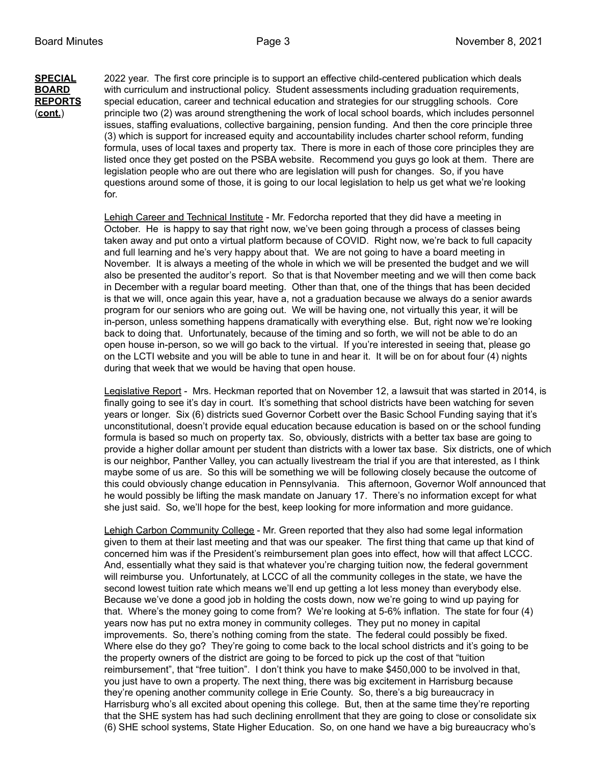**SPECIAL BOARD REPORTS (cont.)**

2022 year. The first core principle is to support an effective child-centered publication which deals with curriculum and instructional policy. Student assessments including graduation requirements, special education, career and technical education and strategies for our struggling schools. Core principle two (2) was around strengthening the work of local school boards, which includes personnel issues, staffing evaluations, collective bargaining, pension funding. And then the core principle three (3) which is support for increased equity and accountability includes charter school reform, funding formula, uses of local taxes and property tax. There is more in each of those core principles they are listed once they get posted on the PSBA website. Recommend you guys go look at them. There are legislation people who are out there who are legislation will push for changes. So, if you have questions around some of those, it is going to our local legislation to help us get what we're looking for.

Lehigh Career and Technical Institute - Mr. Fedorcha reported that they did have a meeting in October. He is happy to say that right now, we've been going through a process of classes being taken away and put onto a virtual platform because of COVID. Right now, we're back to full capacity and full learning and he's very happy about that. We are not going to have a board meeting in November. It is always a meeting of the whole in which we will be presented the budget and we will also be presented the auditor's report. So that is that November meeting and we will then come back in December with a regular board meeting. Other than that, one of the things that has been decided is that we will, once again this year, have a, not a graduation because we always do a senior awards program for our seniors who are going out. We will be having one, not virtually this year, it will be in-person, unless something happens dramatically with everything else. But, right now we're looking back to doing that. Unfortunately, because of the timing and so forth, we will not be able to do an open house in-person, so we will go back to the virtual. If you're interested in seeing that, please go on the LCTI website and you will be able to tune in and hear it. It will be on for about four (4) nights during that week that we would be having that open house.

Legislative Report - Mrs. Heckman reported that on November 12, a lawsuit that was started in 2014, is finally going to see it's day in court. It's something that school districts have been watching for seven years or longer. Six (6) districts sued Governor Corbett over the Basic School Funding saying that it's unconstitutional, doesn't provide equal education because education is based on or the school funding formula is based so much on property tax. So, obviously, districts with a better tax base are going to provide a higher dollar amount per student than districts with a lower tax base. Six districts, one of which is our neighbor, Panther Valley, you can actually livestream the trial if you are that interested, as I think maybe some of us are. So this will be something we will be following closely because the outcome of this could obviously change education in Pennsylvania. This afternoon, Governor Wolf announced that he would possibly be lifting the mask mandate on January 17. There's no information except for what she just said. So, we'll hope for the best, keep looking for more information and more guidance.

Lehigh Carbon Community College - Mr. Green reported that they also had some legal information given to them at their last meeting and that was our speaker. The first thing that came up that kind of concerned him was if the President's reimbursement plan goes into effect, how will that affect LCCC. And, essentially what they said is that whatever you're charging tuition now, the federal government will reimburse you. Unfortunately, at LCCC of all the community colleges in the state, we have the second lowest tuition rate which means we'll end up getting a lot less money than everybody else. Because we've done a good job in holding the costs down, now we're going to wind up paying for that. Where's the money going to come from? We're looking at 5-6% inflation. The state for four (4) years now has put no extra money in community colleges. They put no money in capital improvements. So, there's nothing coming from the state. The federal could possibly be fixed. Where else do they go? They're going to come back to the local school districts and it's going to be the property owners of the district are going to be forced to pick up the cost of that "tuition reimbursement", that "free tuition". I don't think you have to make $450,000 to be involved in that, you just have to own a property. The next thing, there was big excitement in Harrisburg because they're opening another community college in Erie County. So, there's a big bureaucracy in Harrisburg who's all excited about opening this college. But, then at the same time they're reporting that the SHE system has had such declining enrollment that they are going to close or consolidate six (6) SHE school systems, State Higher Education. So, on one hand we have a big bureaucracy who's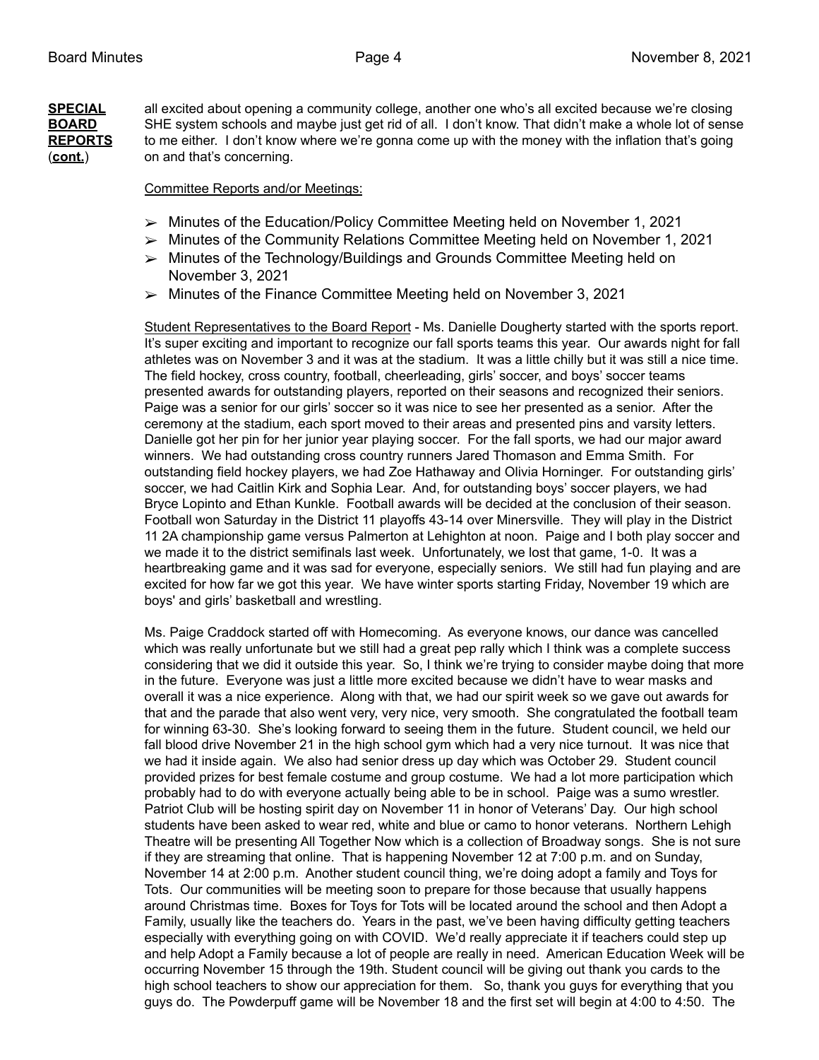**SPECIAL BOARD REPORTS (cont.)**

all excited about opening a community college, another one who's all excited because we're closing SHE system schools and maybe just get rid of all. I don't know. That didn't make a whole lot of sense to me either. I don't know where we're gonna come up with the money with the inflation that's going on and that's concerning.

Committee Reports and/or Meetings:

- ➢ Minutes of the Education/Policy Committee Meeting held on November 1, 2021
- ➢ Minutes of the Community Relations Committee Meeting held on November 1, 2021
- ➢ Minutes of the Technology/Buildings and Grounds Committee Meeting held on November 3, 2021
- ➢ Minutes of the Finance Committee Meeting held on November 3, 2021

Student Representatives to the Board Report - Ms. Danielle Dougherty started with the sports report. It's super exciting and important to recognize our fall sports teams this year. Our awards night for fall athletes was on November 3 and it was at the stadium. It was a little chilly but it was still a nice time. The field hockey, cross country, football, cheerleading, girls' soccer, and boys' soccer teams presented awards for outstanding players, reported on their seasons and recognized their seniors. Paige was a senior for our girls' soccer so it was nice to see her presented as a senior. After the ceremony at the stadium, each sport moved to their areas and presented pins and varsity letters. Danielle got her pin for her junior year playing soccer. For the fall sports, we had our major award winners. We had outstanding cross country runners Jared Thomason and Emma Smith. For outstanding field hockey players, we had Zoe Hathaway and Olivia Horninger. For outstanding girls' soccer, we had Caitlin Kirk and Sophia Lear. And, for outstanding boys' soccer players, we had Bryce Lopinto and Ethan Kunkle. Football awards will be decided at the conclusion of their season. Football won Saturday in the District 11 playoffs 43-14 over Minersville. They will play in the District 11 2A championship game versus Palmerton at Lehighton at noon. Paige and I both play soccer and we made it to the district semifinals last week. Unfortunately, we lost that game, 1-0. It was a heartbreaking game and it was sad for everyone, especially seniors. We still had fun playing and are excited for how far we got this year. We have winter sports starting Friday, November 19 which are boys' and girls' basketball and wrestling.

Ms. Paige Craddock started off with Homecoming. As everyone knows, our dance was cancelled which was really unfortunate but we still had a great pep rally which I think was a complete success considering that we did it outside this year. So, I think we're trying to consider maybe doing that more in the future. Everyone was just a little more excited because we didn't have to wear masks and overall it was a nice experience. Along with that, we had our spirit week so we gave out awards for that and the parade that also went very, very nice, very smooth. She congratulated the football team for winning 63-30. She's looking forward to seeing them in the future. Student council, we held our fall blood drive November 21 in the high school gym which had a very nice turnout. It was nice that we had it inside again. We also had senior dress up day which was October 29. Student council provided prizes for best female costume and group costume. We had a lot more participation which probably had to do with everyone actually being able to be in school. Paige was a sumo wrestler. Patriot Club will be hosting spirit day on November 11 in honor of Veterans' Day. Our high school students have been asked to wear red, white and blue or camo to honor veterans. Northern Lehigh Theatre will be presenting All Together Now which is a collection of Broadway songs. She is not sure if they are streaming that online. That is happening November 12 at 7:00 p.m. and on Sunday, November 14 at 2:00 p.m. Another student council thing, we're doing adopt a family and Toys for Tots. Our communities will be meeting soon to prepare for those because that usually happens around Christmas time. Boxes for Toys for Tots will be located around the school and then Adopt a Family, usually like the teachers do. Years in the past, we've been having difficulty getting teachers especially with everything going on with COVID. We'd really appreciate it if teachers could step up and help Adopt a Family because a lot of people are really in need. American Education Week will be occurring November 15 through the 19th. Student council will be giving out thank you cards to the high school teachers to show our appreciation for them. So, thank you guys for everything that you guys do. The Powderpuff game will be November 18 and the first set will begin at 4:00 to 4:50. The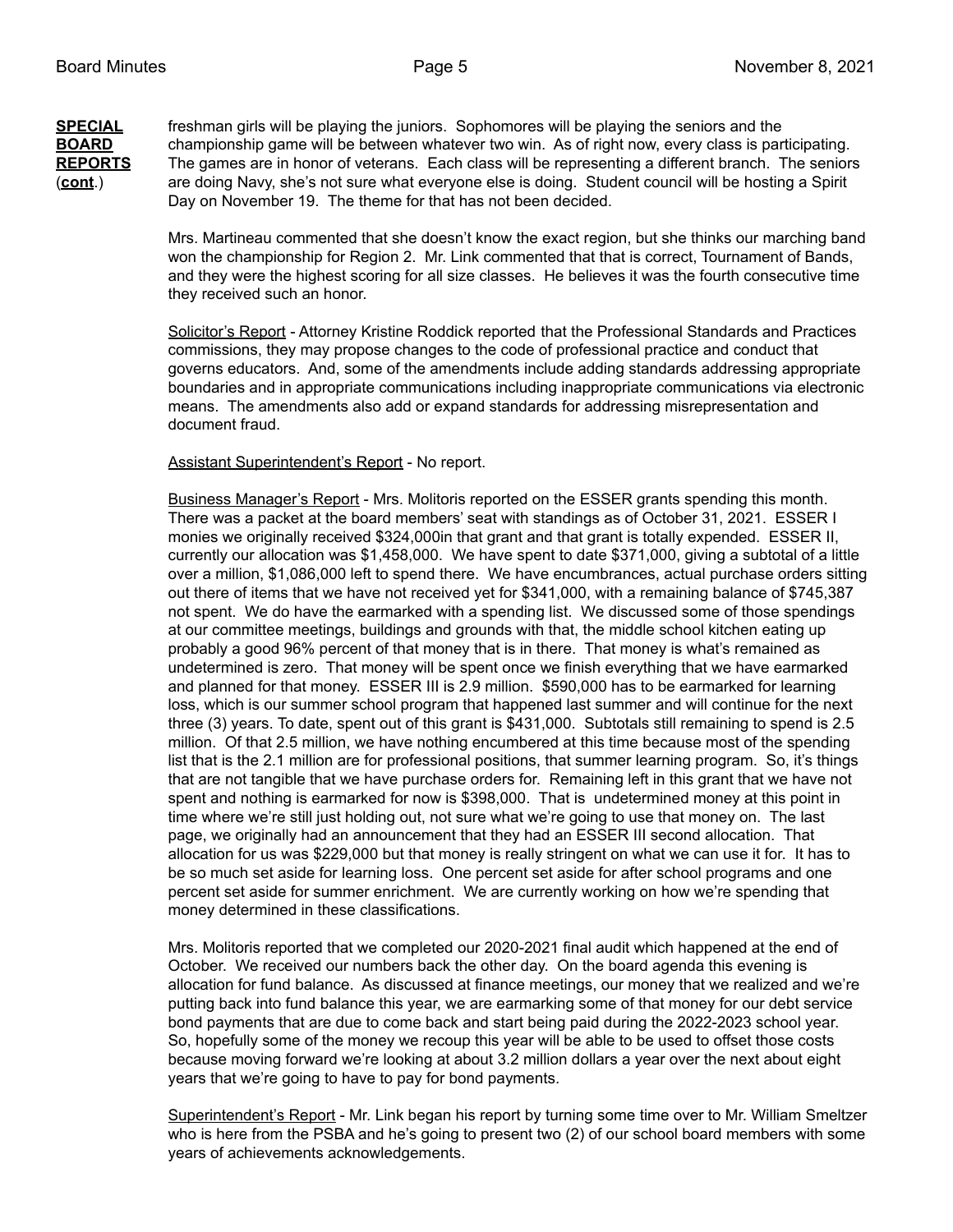**SPECIAL BOARD REPORTS (cont.)**

freshman girls will be playing the juniors. Sophomores will be playing the seniors and the championship game will be between whatever two win. As of right now, every class is participating. The games are in honor of veterans. Each class will be representing a different branch. The seniors are doing Navy, she's not sure what everyone else is doing. Student council will be hosting a Spirit Day on November 19. The theme for that has not been decided.

Mrs. Martineau commented that she doesn't know the exact region, but she thinks our marching band won the championship for Region 2. Mr. Link commented that that is correct, Tournament of Bands, and they were the highest scoring for all size classes. He believes it was the fourth consecutive time they received such an honor.

Solicitor's Report - Attorney Kristine Roddick reported that the Professional Standards and Practices commissions, they may propose changes to the code of professional practice and conduct that governs educators. And, some of the amendments include adding standards addressing appropriate boundaries and in appropriate communications including inappropriate communications via electronic means. The amendments also add or expand standards for addressing misrepresentation and document fraud.

Assistant Superintendent's Report - No report.

Business Manager's Report - Mrs. Molitoris reported on the ESSER grants spending this month. There was a packet at the board members' seat with standings as of October 31, 2021. ESSER I monies we originally received $324,000in that grant and that grant is totally expended. ESSER II, currently our allocation was $1,458,000. We have spent to date $371,000, giving a subtotal of a little over a million, $1,086,000 left to spend there. We have encumbrances, actual purchase orders sitting out there of items that we have not received yet for $341,000, with a remaining balance of $745,387 not spent. We do have the earmarked with a spending list. We discussed some of those spendings at our committee meetings, buildings and grounds with that, the middle school kitchen eating up probably a good 96% percent of that money that is in there. That money is what's remained as undetermined is zero. That money will be spent once we finish everything that we have earmarked and planned for that money. ESSER III is 2.9 million. $590,000 has to be earmarked for learning loss, which is our summer school program that happened last summer and will continue for the next three (3) years. To date, spent out of this grant is $431,000. Subtotals still remaining to spend is 2.5 million. Of that 2.5 million, we have nothing encumbered at this time because most of the spending list that is the 2.1 million are for professional positions, that summer learning program. So, it's things that are not tangible that we have purchase orders for. Remaining left in this grant that we have not spent and nothing is earmarked for now is $398,000. That is undetermined money at this point in time where we're still just holding out, not sure what we're going to use that money on. The last page, we originally had an announcement that they had an ESSER III second allocation. That allocation for us was $229,000 but that money is really stringent on what we can use it for. It has to be so much set aside for learning loss. One percent set aside for after school programs and one percent set aside for summer enrichment. We are currently working on how we're spending that money determined in these classifications.

Mrs. Molitoris reported that we completed our 2020-2021 final audit which happened at the end of October. We received our numbers back the other day. On the board agenda this evening is allocation for fund balance. As discussed at finance meetings, our money that we realized and we're putting back into fund balance this year, we are earmarking some of that money for our debt service bond payments that are due to come back and start being paid during the 2022-2023 school year. So, hopefully some of the money we recoup this year will be able to be used to offset those costs because moving forward we're looking at about 3.2 million dollars a year over the next about eight years that we're going to have to pay for bond payments.

Superintendent's Report - Mr. Link began his report by turning some time over to Mr. William Smeltzer who is here from the PSBA and he's going to present two (2) of our school board members with some years of achievements acknowledgements.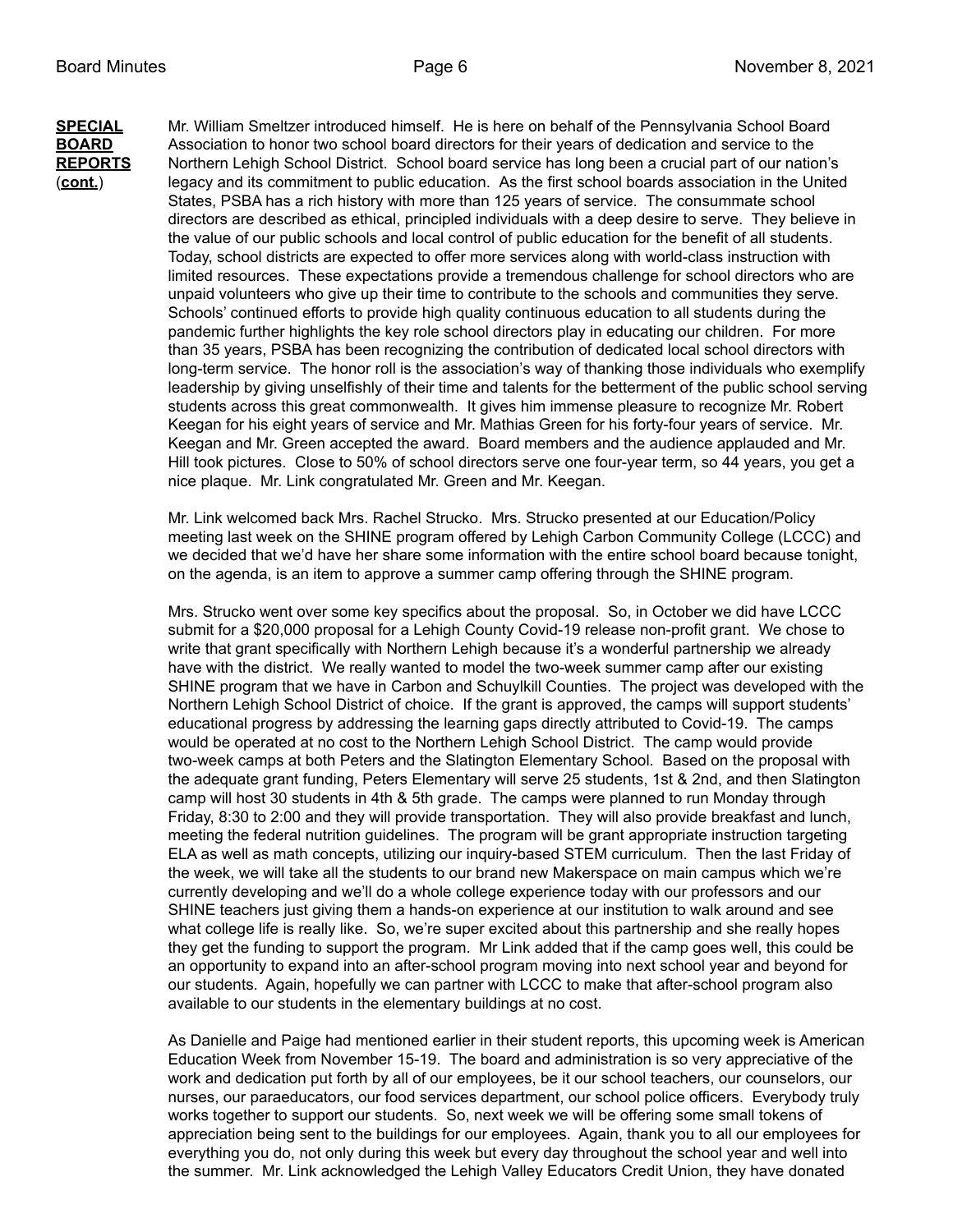**SPECIAL BOARD REPORTS (cont.)**

Mr. William Smeltzer introduced himself. He is here on behalf of the Pennsylvania School Board Association to honor two school board directors for their years of dedication and service to the Northern Lehigh School District. School board service has long been a crucial part of our nation's legacy and its commitment to public education. As the first school boards association in the United States, PSBA has a rich history with more than 125 years of service. The consummate school directors are described as ethical, principled individuals with a deep desire to serve. They believe in the value of our public schools and local control of public education for the benefit of all students. Today, school districts are expected to offer more services along with world-class instruction with limited resources. These expectations provide a tremendous challenge for school directors who are unpaid volunteers who give up their time to contribute to the schools and communities they serve. Schools' continued efforts to provide high quality continuous education to all students during the pandemic further highlights the key role school directors play in educating our children. For more than 35 years, PSBA has been recognizing the contribution of dedicated local school directors with long-term service. The honor roll is the association's way of thanking those individuals who exemplify leadership by giving unselfishly of their time and talents for the betterment of the public school serving students across this great commonwealth. It gives him immense pleasure to recognize Mr. Robert Keegan for his eight years of service and Mr. Mathias Green for his forty-four years of service. Mr. Keegan and Mr. Green accepted the award. Board members and the audience applauded and Mr. Hill took pictures. Close to 50% of school directors serve one four-year term, so 44 years, you get a nice plaque. Mr. Link congratulated Mr. Green and Mr. Keegan.

Mr. Link welcomed back Mrs. Rachel Strucko. Mrs. Strucko presented at our Education/Policy meeting last week on the SHINE program offered by Lehigh Carbon Community College (LCCC) and we decided that we'd have her share some information with the entire school board because tonight, on the agenda, is an item to approve a summer camp offering through the SHINE program.

Mrs. Strucko went over some key specifics about the proposal. So, in October we did have LCCC submit for a $20,000 proposal for a Lehigh County Covid-19 release non-profit grant. We chose to write that grant specifically with Northern Lehigh because it's a wonderful partnership we already have with the district. We really wanted to model the two-week summer camp after our existing SHINE program that we have in Carbon and Schuylkill Counties. The project was developed with the Northern Lehigh School District of choice. If the grant is approved, the camps will support students' educational progress by addressing the learning gaps directly attributed to Covid-19. The camps would be operated at no cost to the Northern Lehigh School District. The camp would provide two-week camps at both Peters and the Slatington Elementary School. Based on the proposal with the adequate grant funding, Peters Elementary will serve 25 students, 1st & 2nd, and then Slatington camp will host 30 students in 4th & 5th grade. The camps were planned to run Monday through Friday, 8:30 to 2:00 and they will provide transportation. They will also provide breakfast and lunch, meeting the federal nutrition guidelines. The program will be grant appropriate instruction targeting ELA as well as math concepts, utilizing our inquiry-based STEM curriculum. Then the last Friday of the week, we will take all the students to our brand new Makerspace on main campus which we're currently developing and we'll do a whole college experience today with our professors and our SHINE teachers just giving them a hands-on experience at our institution to walk around and see what college life is really like. So, we're super excited about this partnership and she really hopes they get the funding to support the program. Mr Link added that if the camp goes well, this could be an opportunity to expand into an after-school program moving into next school year and beyond for our students. Again, hopefully we can partner with LCCC to make that after-school program also available to our students in the elementary buildings at no cost.

As Danielle and Paige had mentioned earlier in their student reports, this upcoming week is American Education Week from November 15-19. The board and administration is so very appreciative of the work and dedication put forth by all of our employees, be it our school teachers, our counselors, our nurses, our paraeducators, our food services department, our school police officers. Everybody truly works together to support our students. So, next week we will be offering some small tokens of appreciation being sent to the buildings for our employees. Again, thank you to all our employees for everything you do, not only during this week but every day throughout the school year and well into the summer. Mr. Link acknowledged the Lehigh Valley Educators Credit Union, they have donated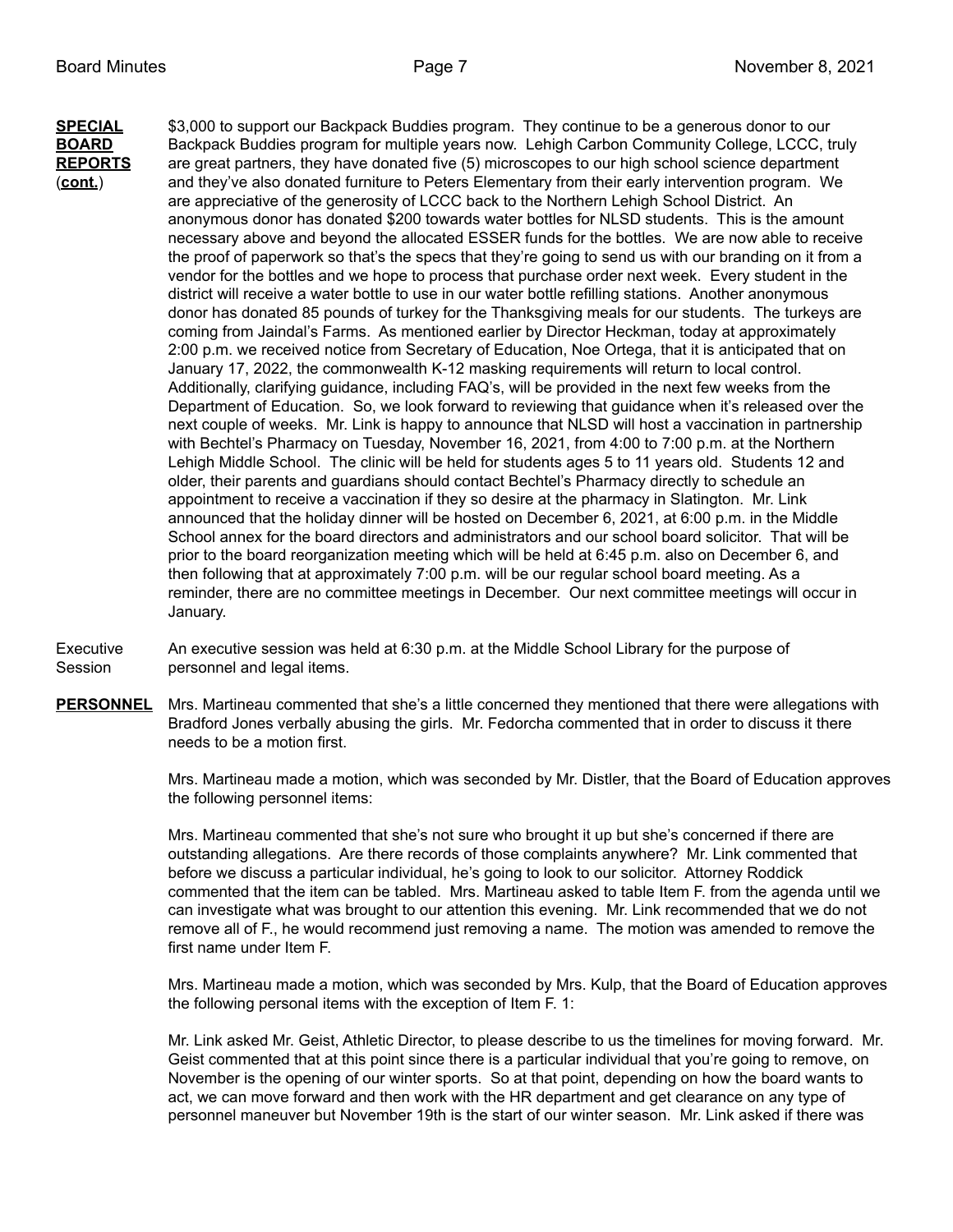**SPECIAL BOARD REPORTS (cont.)**

$3,000 to support our Backpack Buddies program. They continue to be a generous donor to our Backpack Buddies program for multiple years now. Lehigh Carbon Community College, LCCC, truly are great partners, they have donated five (5) microscopes to our high school science department and they've also donated furniture to Peters Elementary from their early intervention program. We are appreciative of the generosity of LCCC back to the Northern Lehigh School District. An anonymous donor has donated $200 towards water bottles for NLSD students. This is the amount necessary above and beyond the allocated ESSER funds for the bottles. We are now able to receive the proof of paperwork so that's the specs that they're going to send us with our branding on it from a vendor for the bottles and we hope to process that purchase order next week. Every student in the district will receive a water bottle to use in our water bottle refilling stations. Another anonymous donor has donated 85 pounds of turkey for the Thanksgiving meals for our students. The turkeys are coming from Jaindal's Farms. As mentioned earlier by Director Heckman, today at approximately 2:00 p.m. we received notice from Secretary of Education, Noe Ortega, that it is anticipated that on January 17, 2022, the commonwealth K-12 masking requirements will return to local control. Additionally, clarifying guidance, including FAQ's, will be provided in the next few weeks from the Department of Education. So, we look forward to reviewing that guidance when it's released over the next couple of weeks. Mr. Link is happy to announce that NLSD will host a vaccination in partnership with Bechtel's Pharmacy on Tuesday, November 16, 2021, from 4:00 to 7:00 p.m. at the Northern Lehigh Middle School. The clinic will be held for students ages 5 to 11 years old. Students 12 and older, their parents and guardians should contact Bechtel's Pharmacy directly to schedule an appointment to receive a vaccination if they so desire at the pharmacy in Slatington. Mr. Link announced that the holiday dinner will be hosted on December 6, 2021, at 6:00 p.m. in the Middle School annex for the board directors and administrators and our school board solicitor. That will be prior to the board reorganization meeting which will be held at 6:45 p.m. also on December 6, and then following that at approximately 7:00 p.m. will be our regular school board meeting. As a reminder, there are no committee meetings in December. Our next committee meetings will occur in January.

Executive Session

An executive session was held at 6:30 p.m. at the Middle School Library for the purpose of personnel and legal items.

**PERSONNEL**

Mrs. Martineau commented that she's a little concerned they mentioned that there were allegations with Bradford Jones verbally abusing the girls. Mr. Fedorcha commented that in order to discuss it there needs to be a motion first.

Mrs. Martineau made a motion, which was seconded by Mr. Distler, that the Board of Education approves the following personnel items:

Mrs. Martineau commented that she's not sure who brought it up but she's concerned if there are outstanding allegations. Are there records of those complaints anywhere? Mr. Link commented that before we discuss a particular individual, he's going to look to our solicitor. Attorney Roddick commented that the item can be tabled. Mrs. Martineau asked to table Item F. from the agenda until we can investigate what was brought to our attention this evening. Mr. Link recommended that we do not remove all of F., he would recommend just removing a name. The motion was amended to remove the first name under Item F.

Mrs. Martineau made a motion, which was seconded by Mrs. Kulp, that the Board of Education approves the following personal items with the exception of Item F. 1:

Mr. Link asked Mr. Geist, Athletic Director, to please describe to us the timelines for moving forward. Mr. Geist commented that at this point since there is a particular individual that you're going to remove, on November is the opening of our winter sports. So at that point, depending on how the board wants to act, we can move forward and then work with the HR department and get clearance on any type of personnel maneuver but November 19th is the start of our winter season. Mr. Link asked if there was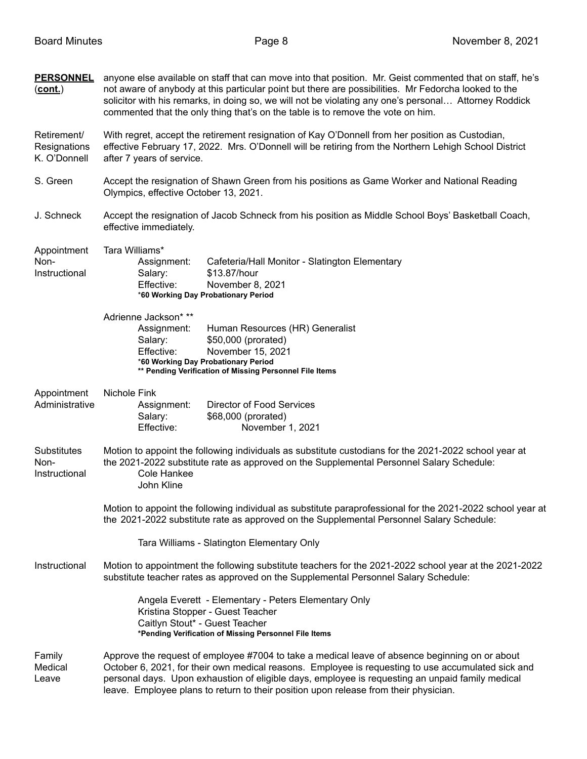**PERSONNEL (cont.)**

anyone else available on staff that can move into that position. Mr. Geist commented that on staff, he's not aware of anybody at this particular point but there are possibilities. Mr Fedorcha looked to the solicitor with his remarks, in doing so, we will not be violating any one's personal… Attorney Roddick commented that the only thing that's on the table is to remove the vote on him.

**Retirement/ Resignations K. O'Donnell**

With regret, accept the retirement resignation of Kay O'Donnell from her position as Custodian, effective February 17, 2022. Mrs. O'Donnell will be retiring from the Northern Lehigh School District after 7 years of service.

**S. Green**

Accept the resignation of Shawn Green from his positions as Game Worker and National Reading Olympics, effective October 13, 2021.

**J. Schneck**

Accept the resignation of Jacob Schneck from his position as Middle School Boys' Basketball Coach, effective immediately.

**Appointment Non-Instructional**

Tara Williams*

Assignment: Cafeteria/Hall Monitor - Slatington Elementary
Salary: $13.87/hour
Effective: November 8, 2021
***60 Working Day Probationary Period**

Adrienne Jackson* **

Assignment: Human Resources (HR) Generalist
Salary: $50,000 (prorated)
Effective: November 15, 2021
***60 Working Day Probationary Period**
**** Pending Verification of Missing Personnel File Items**

**Appointment Administrative**

Nichole Fink

Assignment: Director of Food Services
Salary: $68,000 (prorated)
Effective: November 1, 2021

**Substitutes Non-Instructional**

Motion to appoint the following individuals as substitute custodians for the 2021-2022 school year at the 2021-2022 substitute rate as approved on the Supplemental Personnel Salary Schedule:

Cole Hankee
John Kline

Motion to appoint the following individual as substitute paraprofessional for the 2021-2022 school year at the 2021-2022 substitute rate as approved on the Supplemental Personnel Salary Schedule:

Tara Williams - Slatington Elementary Only

**Instructional**

Motion to appointment the following substitute teachers for the 2021-2022 school year at the 2021-2022 substitute teacher rates as approved on the Supplemental Personnel Salary Schedule:

Angela Everett - Elementary - Peters Elementary Only
Kristina Stopper - Guest Teacher
Caitlyn Stout* - Guest Teacher
***Pending Verification of Missing Personnel File Items**

**Family Medical Leave**

Approve the request of employee #7004 to take a medical leave of absence beginning on or about October 6, 2021, for their own medical reasons. Employee is requesting to use accumulated sick and personal days. Upon exhaustion of eligible days, employee is requesting an unpaid family medical leave. Employee plans to return to their position upon release from their physician.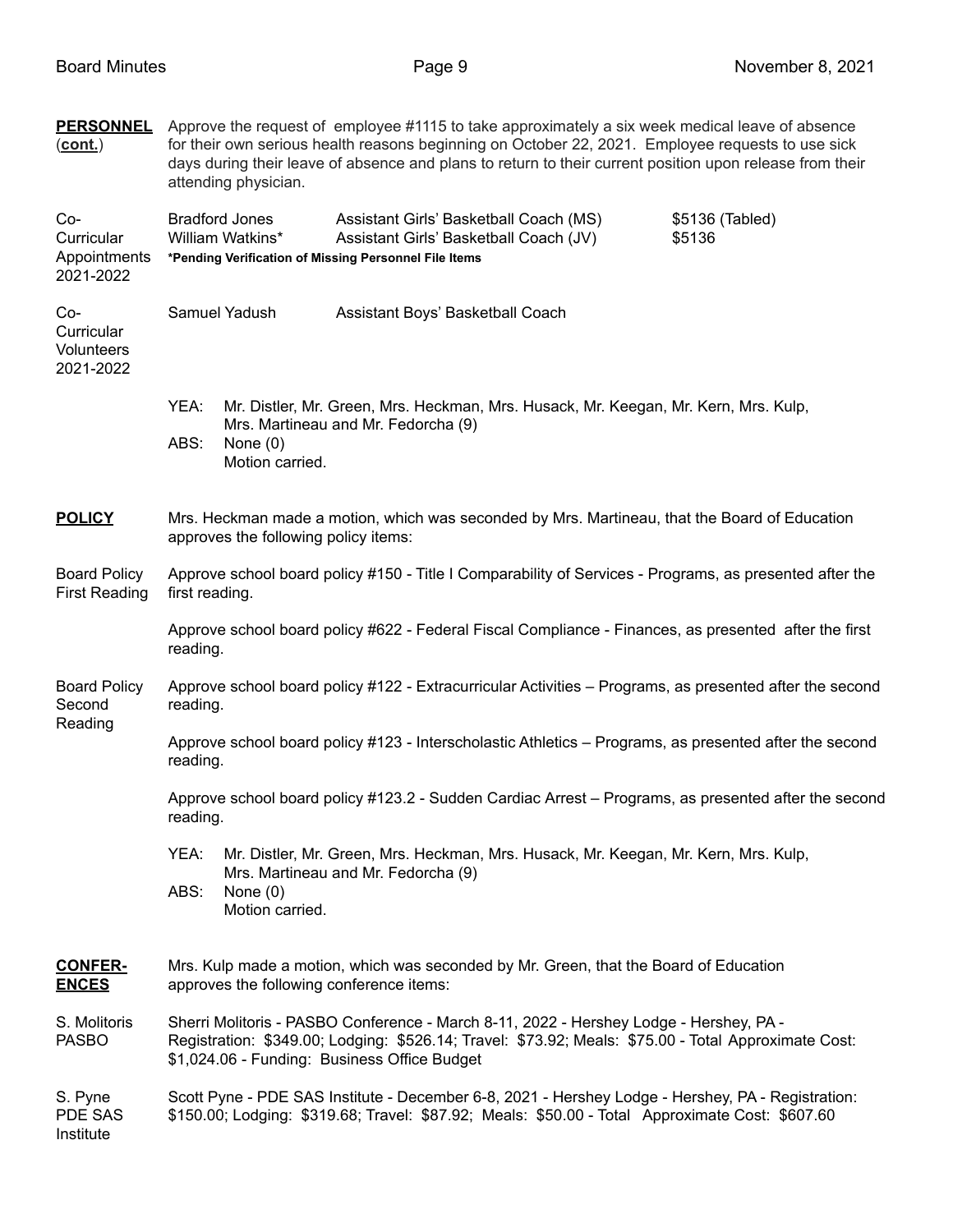**PERSONNEL (cont.)**

Approve the request of employee #1115 to take approximately a six week medical leave of absence for their own serious health reasons beginning on October 22, 2021. Employee requests to use sick days during their leave of absence and plans to return to their current position upon release from their attending physician.

**Co-Curricular Appointments 2021-2022**

| Name | Position | Amount |
|---|---|---|
| Bradford Jones | Assistant Girls' Basketball Coach (MS) | $5136 (Tabled) |
| William Watkins* | Assistant Girls' Basketball Coach (JV) | $5136 |

***Pending Verification of Missing Personnel File Items**

**Co-Curricular Volunteers 2021-2022**

Samuel Yadush — Assistant Boys' Basketball Coach

YEA: Mr. Distler, Mr. Green, Mrs. Heckman, Mrs. Husack, Mr. Keegan, Mr. Kern, Mrs. Kulp, Mrs. Martineau and Mr. Fedorcha (9)
ABS: None (0)
Motion carried.

**POLICY**

Mrs. Heckman made a motion, which was seconded by Mrs. Martineau, that the Board of Education approves the following policy items:

**Board Policy First Reading**

Approve school board policy #150 - Title I Comparability of Services - Programs, as presented after the first reading.

Approve school board policy #622 - Federal Fiscal Compliance - Finances, as presented after the first reading.

**Board Policy Second Reading**

Approve school board policy #122 - Extracurricular Activities – Programs, as presented after the second reading.

Approve school board policy #123 - Interscholastic Athletics – Programs, as presented after the second reading.

Approve school board policy #123.2 - Sudden Cardiac Arrest – Programs, as presented after the second reading.

YEA: Mr. Distler, Mr. Green, Mrs. Heckman, Mrs. Husack, Mr. Keegan, Mr. Kern, Mrs. Kulp, Mrs. Martineau and Mr. Fedorcha (9)
ABS: None (0)
Motion carried.

**CONFERENCES**

Mrs. Kulp made a motion, which was seconded by Mr. Green, that the Board of Education approves the following conference items:

**S. Molitoris PASBO**

Sherri Molitoris - PASBO Conference - March 8-11, 2022 - Hershey Lodge - Hershey, PA - Registration: $349.00; Lodging: $526.14; Travel: $73.92; Meals: $75.00 - Total Approximate Cost: $1,024.06 - Funding: Business Office Budget

**S. Pyne PDE SAS Institute**

Scott Pyne - PDE SAS Institute - December 6-8, 2021 - Hershey Lodge - Hershey, PA - Registration: $150.00; Lodging: $319.68; Travel: $87.92; Meals: $50.00 - Total Approximate Cost: $607.60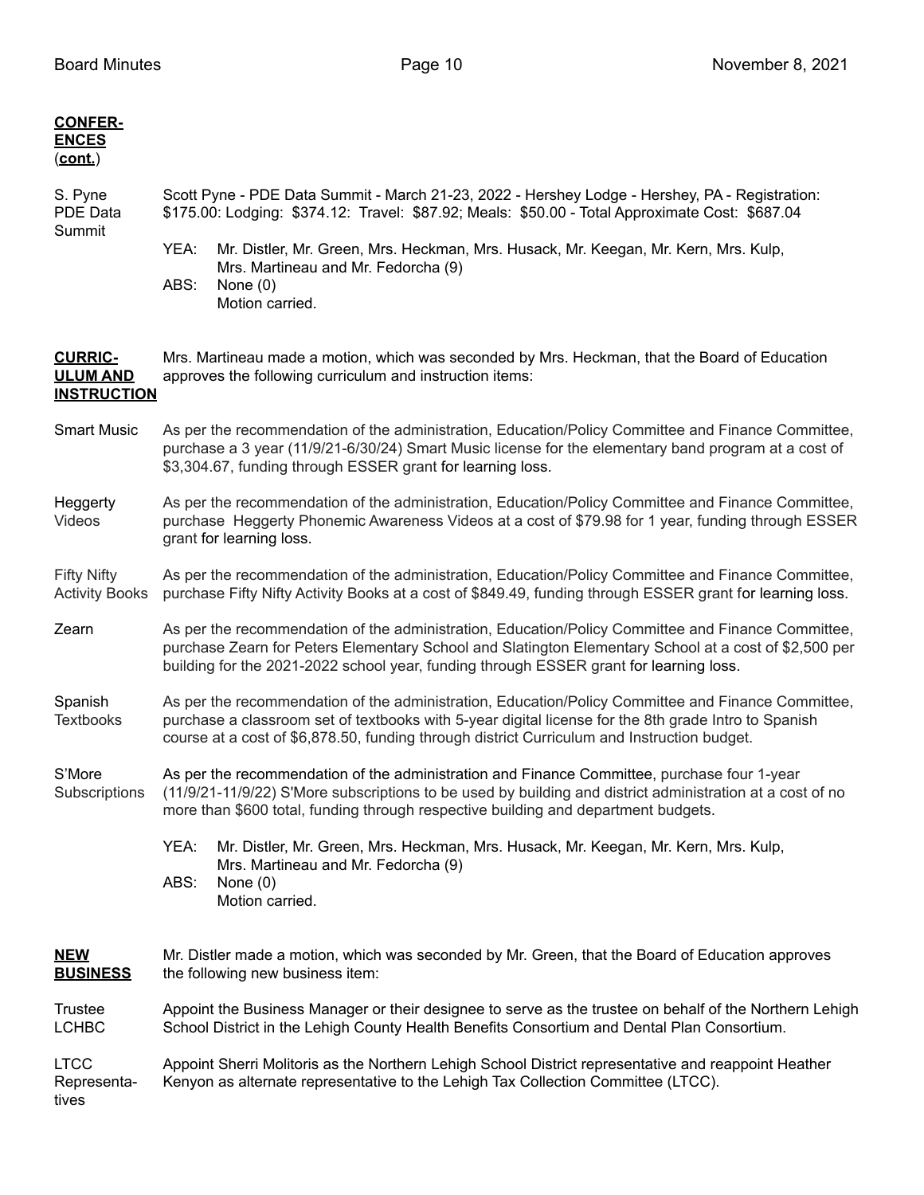**CONFERENCES (cont.)**

**S. Pyne PDE Data Summit**

Scott Pyne - PDE Data Summit - March 21-23, 2022 - Hershey Lodge - Hershey, PA - Registration: \$175.00: Lodging: \$374.12: Travel: \$87.92; Meals: \$50.00 - Total Approximate Cost: \$687.04

YEA: Mr. Distler, Mr. Green, Mrs. Heckman, Mrs. Husack, Mr. Keegan, Mr. Kern, Mrs. Kulp, Mrs. Martineau and Mr. Fedorcha (9)
ABS: None (0)
Motion carried.

**CURRICULUM AND INSTRUCTION**

Mrs. Martineau made a motion, which was seconded by Mrs. Heckman, that the Board of Education approves the following curriculum and instruction items:

**Smart Music**

As per the recommendation of the administration, Education/Policy Committee and Finance Committee, purchase a 3 year (11/9/21-6/30/24) Smart Music license for the elementary band program at a cost of \$3,304.67, funding through ESSER grant for learning loss.

**Heggerty Videos**

As per the recommendation of the administration, Education/Policy Committee and Finance Committee, purchase Heggerty Phonemic Awareness Videos at a cost of \$79.98 for 1 year, funding through ESSER grant for learning loss.

**Fifty Nifty Activity Books**

As per the recommendation of the administration, Education/Policy Committee and Finance Committee, purchase Fifty Nifty Activity Books at a cost of \$849.49, funding through ESSER grant for learning loss.

**Zearn**

As per the recommendation of the administration, Education/Policy Committee and Finance Committee, purchase Zearn for Peters Elementary School and Slatington Elementary School at a cost of \$2,500 per building for the 2021-2022 school year, funding through ESSER grant for learning loss.

**Spanish Textbooks**

As per the recommendation of the administration, Education/Policy Committee and Finance Committee, purchase a classroom set of textbooks with 5-year digital license for the 8th grade Intro to Spanish course at a cost of \$6,878.50, funding through district Curriculum and Instruction budget.

**S'More Subscriptions**

As per the recommendation of the administration and Finance Committee, purchase four 1-year (11/9/21-11/9/22) S'More subscriptions to be used by building and district administration at a cost of no more than \$600 total, funding through respective building and department budgets.

YEA: Mr. Distler, Mr. Green, Mrs. Heckman, Mrs. Husack, Mr. Keegan, Mr. Kern, Mrs. Kulp, Mrs. Martineau and Mr. Fedorcha (9)
ABS: None (0)
Motion carried.

**NEW BUSINESS**

Mr. Distler made a motion, which was seconded by Mr. Green, that the Board of Education approves the following new business item:

**Trustee LCHBC**

Appoint the Business Manager or their designee to serve as the trustee on behalf of the Northern Lehigh School District in the Lehigh County Health Benefits Consortium and Dental Plan Consortium.

**LTCC Representatives**

Appoint Sherri Molitoris as the Northern Lehigh School District representative and reappoint Heather Kenyon as alternate representative to the Lehigh Tax Collection Committee (LTCC).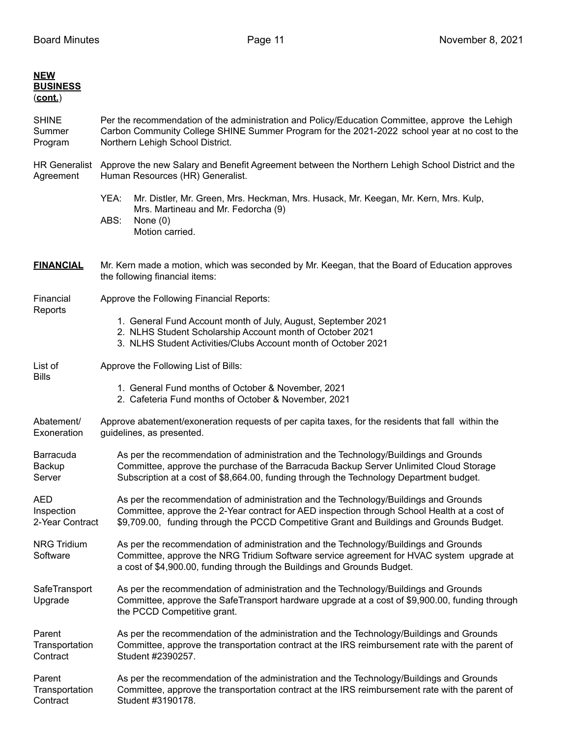**NEW BUSINESS (cont.)**

**SHINE Summer Program** — Per the recommendation of the administration and Policy/Education Committee, approve the Lehigh Carbon Community College SHINE Summer Program for the 2021-2022 school year at no cost to the Northern Lehigh School District.

**HR Generalist Agreement** — Approve the new Salary and Benefit Agreement between the Northern Lehigh School District and the Human Resources (HR) Generalist.

YEA: Mr. Distler, Mr. Green, Mrs. Heckman, Mrs. Husack, Mr. Keegan, Mr. Kern, Mrs. Kulp, Mrs. Martineau and Mr. Fedorcha (9)
ABS: None (0)
Motion carried.

**FINANCIAL** — Mr. Kern made a motion, which was seconded by Mr. Keegan, that the Board of Education approves the following financial items:

**Financial Reports** — Approve the Following Financial Reports:

1. General Fund Account month of July, August, September 2021
2. NLHS Student Scholarship Account month of October 2021
3. NLHS Student Activities/Clubs Account month of October 2021

**List of Bills** — Approve the Following List of Bills:

1. General Fund months of October & November, 2021
2. Cafeteria Fund months of October & November, 2021

**Abatement/ Exoneration** — Approve abatement/exoneration requests of per capita taxes, for the residents that fall within the guidelines, as presented.

**Barracuda Backup Server** — As per the recommendation of administration and the Technology/Buildings and Grounds Committee, approve the purchase of the Barracuda Backup Server Unlimited Cloud Storage Subscription at a cost of $8,664.00, funding through the Technology Department budget.

**AED Inspection 2-Year Contract** — As per the recommendation of administration and the Technology/Buildings and Grounds Committee, approve the 2-Year contract for AED inspection through School Health at a cost of $9,709.00, funding through the PCCD Competitive Grant and Buildings and Grounds Budget.

**NRG Tridium Software** — As per the recommendation of administration and the Technology/Buildings and Grounds Committee, approve the NRG Tridium Software service agreement for HVAC system upgrade at a cost of $4,900.00, funding through the Buildings and Grounds Budget.

**SafeTransport Upgrade** — As per the recommendation of administration and the Technology/Buildings and Grounds Committee, approve the SafeTransport hardware upgrade at a cost of $9,900.00, funding through the PCCD Competitive grant.

**Parent Transportation Contract** — As per the recommendation of the administration and the Technology/Buildings and Grounds Committee, approve the transportation contract at the IRS reimbursement rate with the parent of Student #2390257.

**Parent Transportation Contract** — As per the recommendation of the administration and the Technology/Buildings and Grounds Committee, approve the transportation contract at the IRS reimbursement rate with the parent of Student #3190178.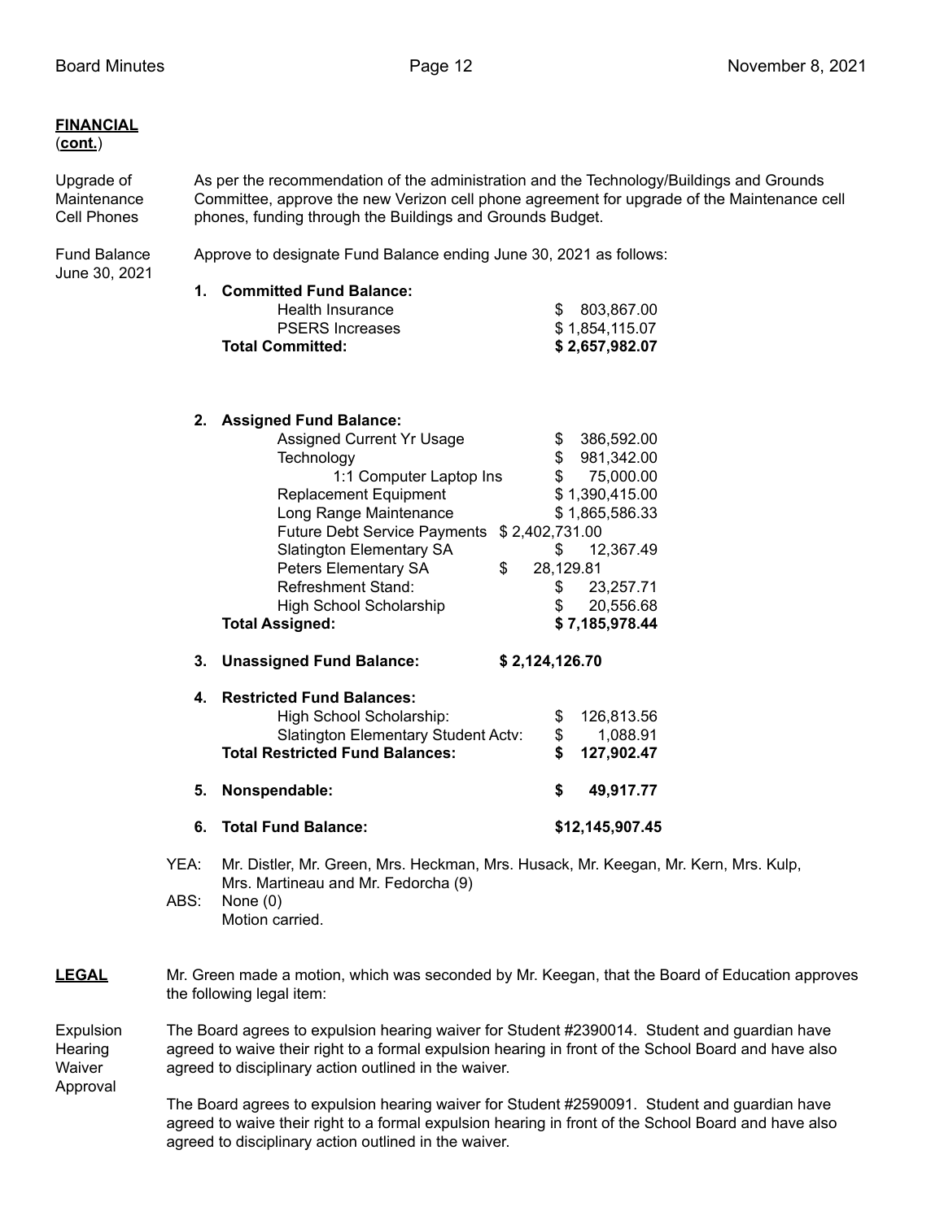**FINANCIAL** (**cont.**)

**Upgrade of Maintenance Cell Phones**

As per the recommendation of the administration and the Technology/Buildings and Grounds Committee, approve the new Verizon cell phone agreement for upgrade of the Maintenance cell phones, funding through the Buildings and Grounds Budget.

**Fund Balance June 30, 2021**

Approve to designate Fund Balance ending June 30, 2021 as follows:

1. **Committed Fund Balance:**

| | |
|---|---|
| Health Insurance | $ 803,867.00 |
| PSERS Increases | $ 1,854,115.07 |
| **Total Committed:** | **$ 2,657,982.07** |

2. **Assigned Fund Balance:**

| | |
|---|---|
| Assigned Current Yr Usage | $ 386,592.00 |
| Technology | $ 981,342.00 |
| 1:1 Computer Laptop Ins | $ 75,000.00 |
| Replacement Equipment | $ 1,390,415.00 |
| Long Range Maintenance | $ 1,865,586.33 |
| Future Debt Service Payments | $ 2,402,731.00 |
| Slatington Elementary SA | $ 12,367.49 |
| Peters Elementary SA | $ 28,129.81 |
| Refreshment Stand: | $ 23,257.71 |
| High School Scholarship | $ 20,556.68 |
| **Total Assigned:** | **$ 7,185,978.44** |

3. **Unassigned Fund Balance: $ 2,124,126.70**

4. **Restricted Fund Balances:**

| | |
|---|---|
| High School Scholarship: | $ 126,813.56 |
| Slatington Elementary Student Actv: | $ 1,088.91 |
| **Total Restricted Fund Balances:** | **$ 127,902.47** |

5. **Nonspendable: $ 49,917.77**

6. **Total Fund Balance: $12,145,907.45**

YEA: Mr. Distler, Mr. Green, Mrs. Heckman, Mrs. Husack, Mr. Keegan, Mr. Kern, Mrs. Kulp, Mrs. Martineau and Mr. Fedorcha (9)
ABS: None (0)
Motion carried.

**LEGAL**

Mr. Green made a motion, which was seconded by Mr. Keegan, that the Board of Education approves the following legal item:

**Expulsion Hearing Waiver Approval**

The Board agrees to expulsion hearing waiver for Student #2390014. Student and guardian have agreed to waive their right to a formal expulsion hearing in front of the School Board and have also agreed to disciplinary action outlined in the waiver.

The Board agrees to expulsion hearing waiver for Student #2590091. Student and guardian have agreed to waive their right to a formal expulsion hearing in front of the School Board and have also agreed to disciplinary action outlined in the waiver.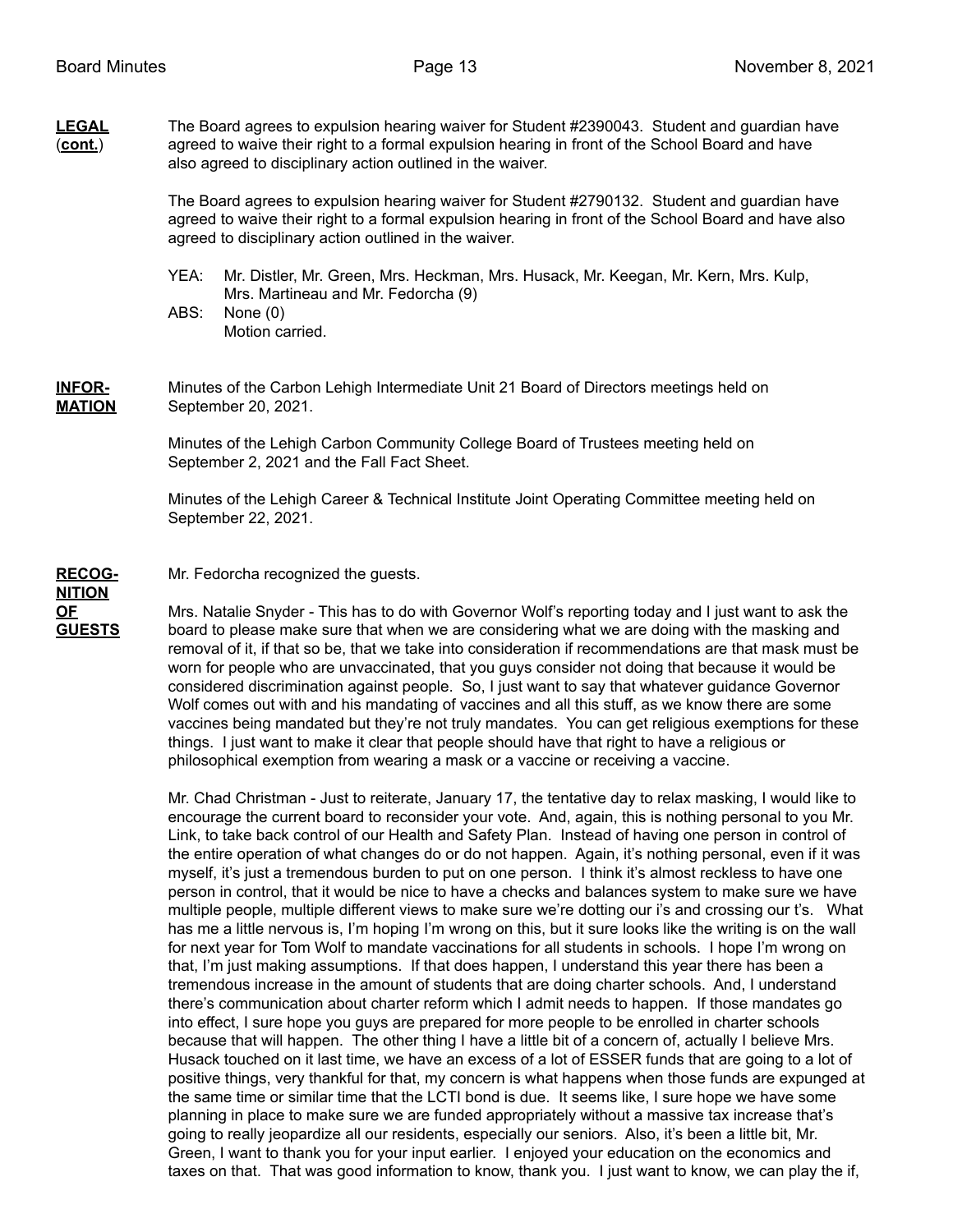**LEGAL (cont.)**

The Board agrees to expulsion hearing waiver for Student #2390043. Student and guardian have agreed to waive their right to a formal expulsion hearing in front of the School Board and have also agreed to disciplinary action outlined in the waiver.

The Board agrees to expulsion hearing waiver for Student #2790132. Student and guardian have agreed to waive their right to a formal expulsion hearing in front of the School Board and have also agreed to disciplinary action outlined in the waiver.

YEA: Mr. Distler, Mr. Green, Mrs. Heckman, Mrs. Husack, Mr. Keegan, Mr. Kern, Mrs. Kulp, Mrs. Martineau and Mr. Fedorcha (9)
ABS: None (0)
Motion carried.

**INFORMATION**

Minutes of the Carbon Lehigh Intermediate Unit 21 Board of Directors meetings held on September 20, 2021.

Minutes of the Lehigh Carbon Community College Board of Trustees meeting held on September 2, 2021 and the Fall Fact Sheet.

Minutes of the Lehigh Career & Technical Institute Joint Operating Committee meeting held on September 22, 2021.

**RECOGNITION OF GUESTS**

Mr. Fedorcha recognized the guests.

Mrs. Natalie Snyder - This has to do with Governor Wolf's reporting today and I just want to ask the board to please make sure that when we are considering what we are doing with the masking and removal of it, if that so be, that we take into consideration if recommendations are that mask must be worn for people who are unvaccinated, that you guys consider not doing that because it would be considered discrimination against people. So, I just want to say that whatever guidance Governor Wolf comes out with and his mandating of vaccines and all this stuff, as we know there are some vaccines being mandated but they're not truly mandates. You can get religious exemptions for these things. I just want to make it clear that people should have that right to have a religious or philosophical exemption from wearing a mask or a vaccine or receiving a vaccine.

Mr. Chad Christman - Just to reiterate, January 17, the tentative day to relax masking, I would like to encourage the current board to reconsider your vote. And, again, this is nothing personal to you Mr. Link, to take back control of our Health and Safety Plan. Instead of having one person in control of the entire operation of what changes do or do not happen. Again, it's nothing personal, even if it was myself, it's just a tremendous burden to put on one person. I think it's almost reckless to have one person in control, that it would be nice to have a checks and balances system to make sure we have multiple people, multiple different views to make sure we're dotting our i's and crossing our t's. What has me a little nervous is, I'm hoping I'm wrong on this, but it sure looks like the writing is on the wall for next year for Tom Wolf to mandate vaccinations for all students in schools. I hope I'm wrong on that, I'm just making assumptions. If that does happen, I understand this year there has been a tremendous increase in the amount of students that are doing charter schools. And, I understand there's communication about charter reform which I admit needs to happen. If those mandates go into effect, I sure hope you guys are prepared for more people to be enrolled in charter schools because that will happen. The other thing I have a little bit of a concern of, actually I believe Mrs. Husack touched on it last time, we have an excess of a lot of ESSER funds that are going to a lot of positive things, very thankful for that, my concern is what happens when those funds are expunged at the same time or similar time that the LCTI bond is due. It seems like, I sure hope we have some planning in place to make sure we are funded appropriately without a massive tax increase that's going to really jeopardize all our residents, especially our seniors. Also, it's been a little bit, Mr. Green, I want to thank you for your input earlier. I enjoyed your education on the economics and taxes on that. That was good information to know, thank you. I just want to know, we can play the if,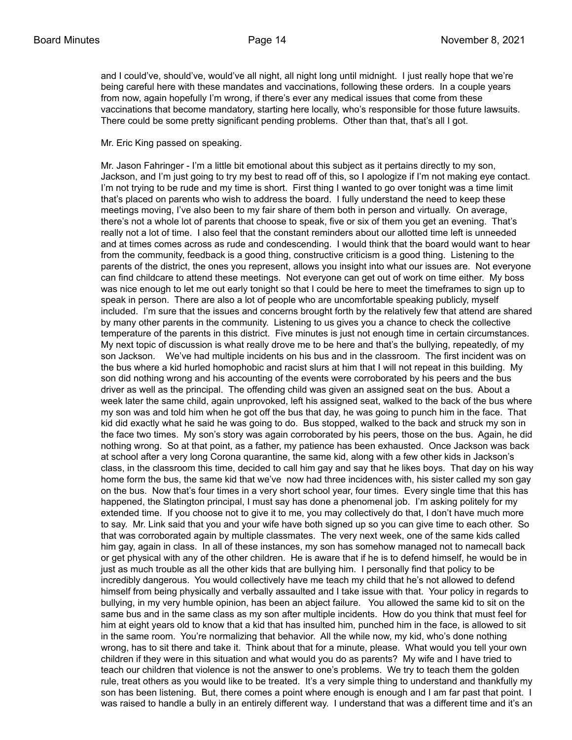and I could've, should've, would've all night, all night long until midnight. I just really hope that we're being careful here with these mandates and vaccinations, following these orders. In a couple years from now, again hopefully I'm wrong, if there's ever any medical issues that come from these vaccinations that become mandatory, starting here locally, who's responsible for those future lawsuits. There could be some pretty significant pending problems. Other than that, that's all I got.

Mr. Eric King passed on speaking.

Mr. Jason Fahringer - I'm a little bit emotional about this subject as it pertains directly to my son, Jackson, and I'm just going to try my best to read off of this, so I apologize if I'm not making eye contact. I'm not trying to be rude and my time is short. First thing I wanted to go over tonight was a time limit that's placed on parents who wish to address the board. I fully understand the need to keep these meetings moving, I've also been to my fair share of them both in person and virtually. On average, there's not a whole lot of parents that choose to speak, five or six of them you get an evening. That's really not a lot of time. I also feel that the constant reminders about our allotted time left is unneeded and at times comes across as rude and condescending. I would think that the board would want to hear from the community, feedback is a good thing, constructive criticism is a good thing. Listening to the parents of the district, the ones you represent, allows you insight into what our issues are. Not everyone can find childcare to attend these meetings. Not everyone can get out of work on time either. My boss was nice enough to let me out early tonight so that I could be here to meet the timeframes to sign up to speak in person. There are also a lot of people who are uncomfortable speaking publicly, myself included. I'm sure that the issues and concerns brought forth by the relatively few that attend are shared by many other parents in the community. Listening to us gives you a chance to check the collective temperature of the parents in this district. Five minutes is just not enough time in certain circumstances. My next topic of discussion is what really drove me to be here and that's the bullying, repeatedly, of my son Jackson. We've had multiple incidents on his bus and in the classroom. The first incident was on the bus where a kid hurled homophobic and racist slurs at him that I will not repeat in this building. My son did nothing wrong and his accounting of the events were corroborated by his peers and the bus driver as well as the principal. The offending child was given an assigned seat on the bus. About a week later the same child, again unprovoked, left his assigned seat, walked to the back of the bus where my son was and told him when he got off the bus that day, he was going to punch him in the face. That kid did exactly what he said he was going to do. Bus stopped, walked to the back and struck my son in the face two times. My son's story was again corroborated by his peers, those on the bus. Again, he did nothing wrong. So at that point, as a father, my patience has been exhausted. Once Jackson was back at school after a very long Corona quarantine, the same kid, along with a few other kids in Jackson's class, in the classroom this time, decided to call him gay and say that he likes boys. That day on his way home form the bus, the same kid that we've now had three incidences with, his sister called my son gay on the bus. Now that's four times in a very short school year, four times. Every single time that this has happened, the Slatington principal, I must say has done a phenomenal job. I'm asking politely for my extended time. If you choose not to give it to me, you may collectively do that, I don't have much more to say. Mr. Link said that you and your wife have both signed up so you can give time to each other. So that was corroborated again by multiple classmates. The very next week, one of the same kids called him gay, again in class. In all of these instances, my son has somehow managed not to namecall back or get physical with any of the other children. He is aware that if he is to defend himself, he would be in just as much trouble as all the other kids that are bullying him. I personally find that policy to be incredibly dangerous. You would collectively have me teach my child that he's not allowed to defend himself from being physically and verbally assaulted and I take issue with that. Your policy in regards to bullying, in my very humble opinion, has been an abject failure. You allowed the same kid to sit on the same bus and in the same class as my son after multiple incidents. How do you think that must feel for him at eight years old to know that a kid that has insulted him, punched him in the face, is allowed to sit in the same room. You're normalizing that behavior. All the while now, my kid, who's done nothing wrong, has to sit there and take it. Think about that for a minute, please. What would you tell your own children if they were in this situation and what would you do as parents? My wife and I have tried to teach our children that violence is not the answer to one's problems. We try to teach them the golden rule, treat others as you would like to be treated. It's a very simple thing to understand and thankfully my son has been listening. But, there comes a point where enough is enough and I am far past that point. I was raised to handle a bully in an entirely different way. I understand that was a different time and it's an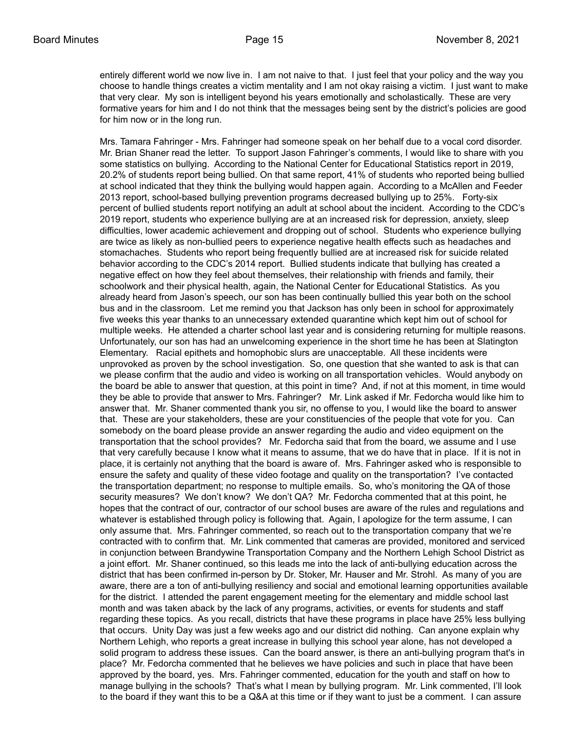entirely different world we now live in. I am not naive to that. I just feel that your policy and the way you choose to handle things creates a victim mentality and I am not okay raising a victim. I just want to make that very clear. My son is intelligent beyond his years emotionally and scholastically. These are very formative years for him and I do not think that the messages being sent by the district's policies are good for him now or in the long run.

Mrs. Tamara Fahringer - Mrs. Fahringer had someone speak on her behalf due to a vocal cord disorder. Mr. Brian Shaner read the letter. To support Jason Fahringer's comments, I would like to share with you some statistics on bullying. According to the National Center for Educational Statistics report in 2019, 20.2% of students report being bullied. On that same report, 41% of students who reported being bullied at school indicated that they think the bullying would happen again. According to a McAllen and Feeder 2013 report, school-based bullying prevention programs decreased bullying up to 25%. Forty-six percent of bullied students report notifying an adult at school about the incident. According to the CDC's 2019 report, students who experience bullying are at an increased risk for depression, anxiety, sleep difficulties, lower academic achievement and dropping out of school. Students who experience bullying are twice as likely as non-bullied peers to experience negative health effects such as headaches and stomachaches. Students who report being frequently bullied are at increased risk for suicide related behavior according to the CDC's 2014 report. Bullied students indicate that bullying has created a negative effect on how they feel about themselves, their relationship with friends and family, their schoolwork and their physical health, again, the National Center for Educational Statistics. As you already heard from Jason's speech, our son has been continually bullied this year both on the school bus and in the classroom. Let me remind you that Jackson has only been in school for approximately five weeks this year thanks to an unnecessary extended quarantine which kept him out of school for multiple weeks. He attended a charter school last year and is considering returning for multiple reasons. Unfortunately, our son has had an unwelcoming experience in the short time he has been at Slatington Elementary. Racial epithets and homophobic slurs are unacceptable. All these incidents were unprovoked as proven by the school investigation. So, one question that she wanted to ask is that can we please confirm that the audio and video is working on all transportation vehicles. Would anybody on the board be able to answer that question, at this point in time? And, if not at this moment, in time would they be able to provide that answer to Mrs. Fahringer? Mr. Link asked if Mr. Fedorcha would like him to answer that. Mr. Shaner commented thank you sir, no offense to you, I would like the board to answer that. These are your stakeholders, these are your constituencies of the people that vote for you. Can somebody on the board please provide an answer regarding the audio and video equipment on the transportation that the school provides? Mr. Fedorcha said that from the board, we assume and I use that very carefully because I know what it means to assume, that we do have that in place. If it is not in place, it is certainly not anything that the board is aware of. Mrs. Fahringer asked who is responsible to ensure the safety and quality of these video footage and quality on the transportation? I've contacted the transportation department; no response to multiple emails. So, who's monitoring the QA of those security measures? We don't know? We don't QA? Mr. Fedorcha commented that at this point, he hopes that the contract of our, contractor of our school buses are aware of the rules and regulations and whatever is established through policy is following that. Again, I apologize for the term assume, I can only assume that. Mrs. Fahringer commented, so reach out to the transportation company that we're contracted with to confirm that. Mr. Link commented that cameras are provided, monitored and serviced in conjunction between Brandywine Transportation Company and the Northern Lehigh School District as a joint effort. Mr. Shaner continued, so this leads me into the lack of anti-bullying education across the district that has been confirmed in-person by Dr. Stoker, Mr. Hauser and Mr. Strohl. As many of you are aware, there are a ton of anti-bullying resiliency and social and emotional learning opportunities available for the district. I attended the parent engagement meeting for the elementary and middle school last month and was taken aback by the lack of any programs, activities, or events for students and staff regarding these topics. As you recall, districts that have these programs in place have 25% less bullying that occurs. Unity Day was just a few weeks ago and our district did nothing. Can anyone explain why Northern Lehigh, who reports a great increase in bullying this school year alone, has not developed a solid program to address these issues. Can the board answer, is there an anti-bullying program that's in place? Mr. Fedorcha commented that he believes we have policies and such in place that have been approved by the board, yes. Mrs. Fahringer commented, education for the youth and staff on how to manage bullying in the schools? That's what I mean by bullying program. Mr. Link commented, I'll look to the board if they want this to be a Q&A at this time or if they want to just be a comment. I can assure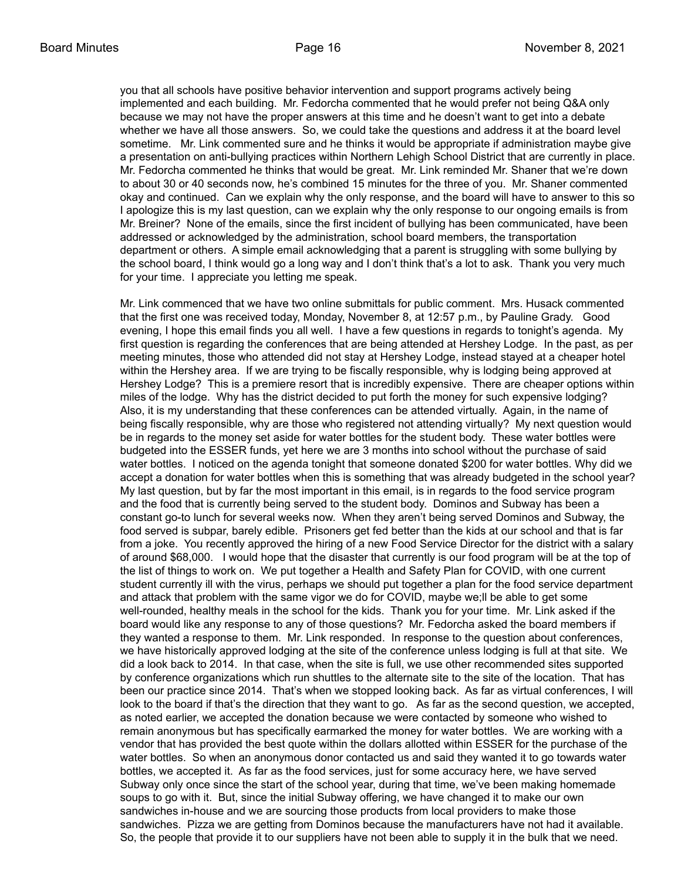you that all schools have positive behavior intervention and support programs actively being implemented and each building. Mr. Fedorcha commented that he would prefer not being Q&A only because we may not have the proper answers at this time and he doesn't want to get into a debate whether we have all those answers. So, we could take the questions and address it at the board level sometime. Mr. Link commented sure and he thinks it would be appropriate if administration maybe give a presentation on anti-bullying practices within Northern Lehigh School District that are currently in place. Mr. Fedorcha commented he thinks that would be great. Mr. Link reminded Mr. Shaner that we're down to about 30 or 40 seconds now, he's combined 15 minutes for the three of you. Mr. Shaner commented okay and continued. Can we explain why the only response, and the board will have to answer to this so I apologize this is my last question, can we explain why the only response to our ongoing emails is from Mr. Breiner? None of the emails, since the first incident of bullying has been communicated, have been addressed or acknowledged by the administration, school board members, the transportation department or others. A simple email acknowledging that a parent is struggling with some bullying by the school board, I think would go a long way and I don't think that's a lot to ask. Thank you very much for your time. I appreciate you letting me speak.

Mr. Link commenced that we have two online submittals for public comment. Mrs. Husack commented that the first one was received today, Monday, November 8, at 12:57 p.m., by Pauline Grady. Good evening, I hope this email finds you all well. I have a few questions in regards to tonight's agenda. My first question is regarding the conferences that are being attended at Hershey Lodge. In the past, as per meeting minutes, those who attended did not stay at Hershey Lodge, instead stayed at a cheaper hotel within the Hershey area. If we are trying to be fiscally responsible, why is lodging being approved at Hershey Lodge? This is a premiere resort that is incredibly expensive. There are cheaper options within miles of the lodge. Why has the district decided to put forth the money for such expensive lodging? Also, it is my understanding that these conferences can be attended virtually. Again, in the name of being fiscally responsible, why are those who registered not attending virtually? My next question would be in regards to the money set aside for water bottles for the student body. These water bottles were budgeted into the ESSER funds, yet here we are 3 months into school without the purchase of said water bottles. I noticed on the agenda tonight that someone donated $200 for water bottles. Why did we accept a donation for water bottles when this is something that was already budgeted in the school year? My last question, but by far the most important in this email, is in regards to the food service program and the food that is currently being served to the student body. Dominos and Subway has been a constant go-to lunch for several weeks now. When they aren't being served Dominos and Subway, the food served is subpar, barely edible. Prisoners get fed better than the kids at our school and that is far from a joke. You recently approved the hiring of a new Food Service Director for the district with a salary of around $68,000. I would hope that the disaster that currently is our food program will be at the top of the list of things to work on. We put together a Health and Safety Plan for COVID, with one current student currently ill with the virus, perhaps we should put together a plan for the food service department and attack that problem with the same vigor we do for COVID, maybe we;ll be able to get some well-rounded, healthy meals in the school for the kids. Thank you for your time. Mr. Link asked if the board would like any response to any of those questions? Mr. Fedorcha asked the board members if they wanted a response to them. Mr. Link responded. In response to the question about conferences, we have historically approved lodging at the site of the conference unless lodging is full at that site. We did a look back to 2014. In that case, when the site is full, we use other recommended sites supported by conference organizations which run shuttles to the alternate site to the site of the location. That has been our practice since 2014. That's when we stopped looking back. As far as virtual conferences, I will look to the board if that's the direction that they want to go. As far as the second question, we accepted, as noted earlier, we accepted the donation because we were contacted by someone who wished to remain anonymous but has specifically earmarked the money for water bottles. We are working with a vendor that has provided the best quote within the dollars allotted within ESSER for the purchase of the water bottles. So when an anonymous donor contacted us and said they wanted it to go towards water bottles, we accepted it. As far as the food services, just for some accuracy here, we have served Subway only once since the start of the school year, during that time, we've been making homemade soups to go with it. But, since the initial Subway offering, we have changed it to make our own sandwiches in-house and we are sourcing those products from local providers to make those sandwiches. Pizza we are getting from Dominos because the manufacturers have not had it available. So, the people that provide it to our suppliers have not been able to supply it in the bulk that we need.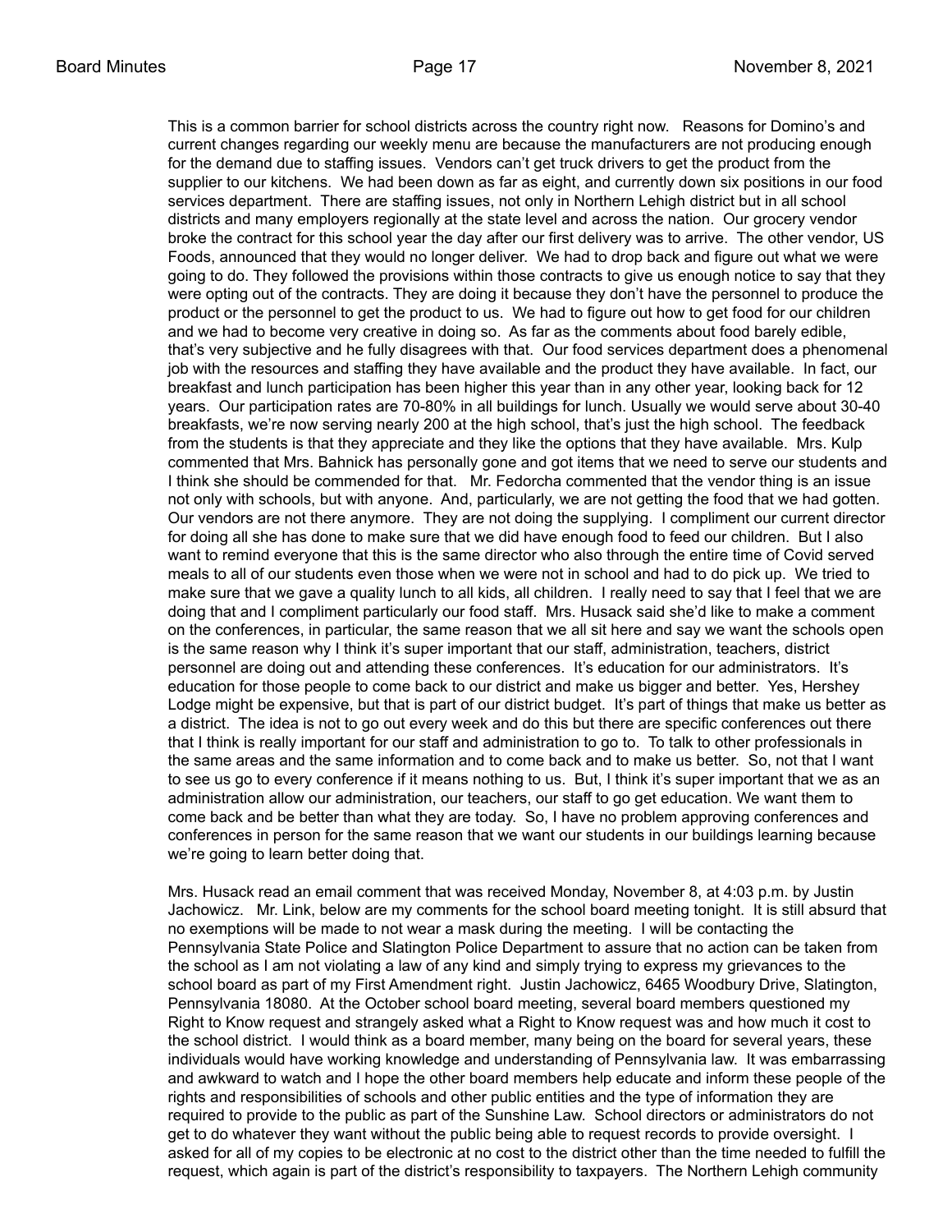This is a common barrier for school districts across the country right now. Reasons for Domino's and current changes regarding our weekly menu are because the manufacturers are not producing enough for the demand due to staffing issues. Vendors can't get truck drivers to get the product from the supplier to our kitchens. We had been down as far as eight, and currently down six positions in our food services department. There are staffing issues, not only in Northern Lehigh district but in all school districts and many employers regionally at the state level and across the nation. Our grocery vendor broke the contract for this school year the day after our first delivery was to arrive. The other vendor, US Foods, announced that they would no longer deliver. We had to drop back and figure out what we were going to do. They followed the provisions within those contracts to give us enough notice to say that they were opting out of the contracts. They are doing it because they don't have the personnel to produce the product or the personnel to get the product to us. We had to figure out how to get food for our children and we had to become very creative in doing so. As far as the comments about food barely edible, that's very subjective and he fully disagrees with that. Our food services department does a phenomenal job with the resources and staffing they have available and the product they have available. In fact, our breakfast and lunch participation has been higher this year than in any other year, looking back for 12 years. Our participation rates are 70-80% in all buildings for lunch. Usually we would serve about 30-40 breakfasts, we're now serving nearly 200 at the high school, that's just the high school. The feedback from the students is that they appreciate and they like the options that they have available. Mrs. Kulp commented that Mrs. Bahnick has personally gone and got items that we need to serve our students and I think she should be commended for that. Mr. Fedorcha commented that the vendor thing is an issue not only with schools, but with anyone. And, particularly, we are not getting the food that we had gotten. Our vendors are not there anymore. They are not doing the supplying. I compliment our current director for doing all she has done to make sure that we did have enough food to feed our children. But I also want to remind everyone that this is the same director who also through the entire time of Covid served meals to all of our students even those when we were not in school and had to do pick up. We tried to make sure that we gave a quality lunch to all kids, all children. I really need to say that I feel that we are doing that and I compliment particularly our food staff. Mrs. Husack said she'd like to make a comment on the conferences, in particular, the same reason that we all sit here and say we want the schools open is the same reason why I think it's super important that our staff, administration, teachers, district personnel are doing out and attending these conferences. It's education for our administrators. It's education for those people to come back to our district and make us bigger and better. Yes, Hershey Lodge might be expensive, but that is part of our district budget. It's part of things that make us better as a district. The idea is not to go out every week and do this but there are specific conferences out there that I think is really important for our staff and administration to go to. To talk to other professionals in the same areas and the same information and to come back and to make us better. So, not that I want to see us go to every conference if it means nothing to us. But, I think it's super important that we as an administration allow our administration, our teachers, our staff to go get education. We want them to come back and be better than what they are today. So, I have no problem approving conferences and conferences in person for the same reason that we want our students in our buildings learning because we're going to learn better doing that.

Mrs. Husack read an email comment that was received Monday, November 8, at 4:03 p.m. by Justin Jachowicz. Mr. Link, below are my comments for the school board meeting tonight. It is still absurd that no exemptions will be made to not wear a mask during the meeting. I will be contacting the Pennsylvania State Police and Slatington Police Department to assure that no action can be taken from the school as I am not violating a law of any kind and simply trying to express my grievances to the school board as part of my First Amendment right. Justin Jachowicz, 6465 Woodbury Drive, Slatington, Pennsylvania 18080. At the October school board meeting, several board members questioned my Right to Know request and strangely asked what a Right to Know request was and how much it cost to the school district. I would think as a board member, many being on the board for several years, these individuals would have working knowledge and understanding of Pennsylvania law. It was embarrassing and awkward to watch and I hope the other board members help educate and inform these people of the rights and responsibilities of schools and other public entities and the type of information they are required to provide to the public as part of the Sunshine Law. School directors or administrators do not get to do whatever they want without the public being able to request records to provide oversight. I asked for all of my copies to be electronic at no cost to the district other than the time needed to fulfill the request, which again is part of the district's responsibility to taxpayers. The Northern Lehigh community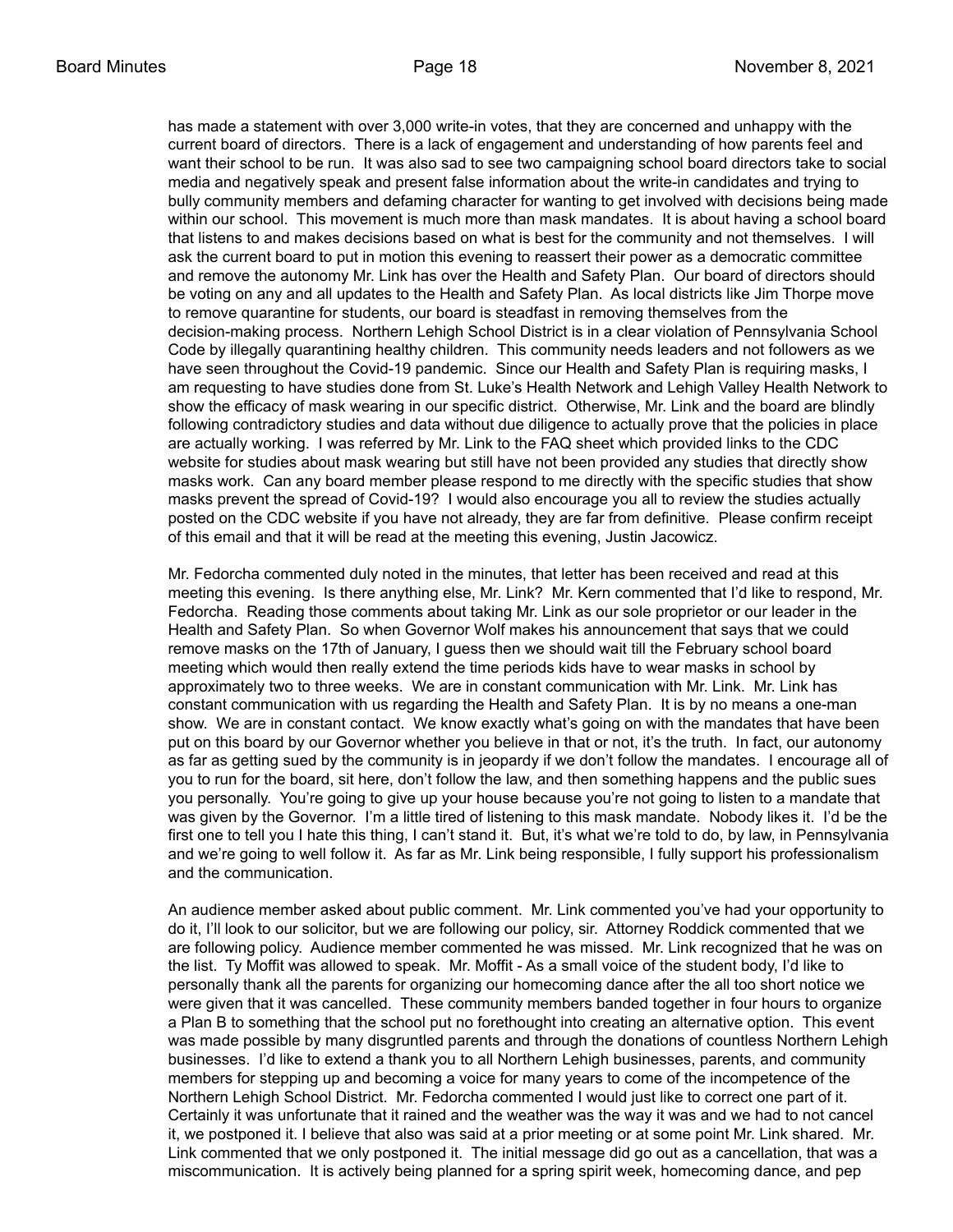has made a statement with over 3,000 write-in votes, that they are concerned and unhappy with the current board of directors. There is a lack of engagement and understanding of how parents feel and want their school to be run. It was also sad to see two campaigning school board directors take to social media and negatively speak and present false information about the write-in candidates and trying to bully community members and defaming character for wanting to get involved with decisions being made within our school. This movement is much more than mask mandates. It is about having a school board that listens to and makes decisions based on what is best for the community and not themselves. I will ask the current board to put in motion this evening to reassert their power as a democratic committee and remove the autonomy Mr. Link has over the Health and Safety Plan. Our board of directors should be voting on any and all updates to the Health and Safety Plan. As local districts like Jim Thorpe move to remove quarantine for students, our board is steadfast in removing themselves from the decision-making process. Northern Lehigh School District is in a clear violation of Pennsylvania School Code by illegally quarantining healthy children. This community needs leaders and not followers as we have seen throughout the Covid-19 pandemic. Since our Health and Safety Plan is requiring masks, I am requesting to have studies done from St. Luke's Health Network and Lehigh Valley Health Network to show the efficacy of mask wearing in our specific district. Otherwise, Mr. Link and the board are blindly following contradictory studies and data without due diligence to actually prove that the policies in place are actually working. I was referred by Mr. Link to the FAQ sheet which provided links to the CDC website for studies about mask wearing but still have not been provided any studies that directly show masks work. Can any board member please respond to me directly with the specific studies that show masks prevent the spread of Covid-19? I would also encourage you all to review the studies actually posted on the CDC website if you have not already, they are far from definitive. Please confirm receipt of this email and that it will be read at the meeting this evening, Justin Jacowicz.

Mr. Fedorcha commented duly noted in the minutes, that letter has been received and read at this meeting this evening. Is there anything else, Mr. Link? Mr. Kern commented that I'd like to respond, Mr. Fedorcha. Reading those comments about taking Mr. Link as our sole proprietor or our leader in the Health and Safety Plan. So when Governor Wolf makes his announcement that says that we could remove masks on the 17th of January, I guess then we should wait till the February school board meeting which would then really extend the time periods kids have to wear masks in school by approximately two to three weeks. We are in constant communication with Mr. Link. Mr. Link has constant communication with us regarding the Health and Safety Plan. It is by no means a one-man show. We are in constant contact. We know exactly what's going on with the mandates that have been put on this board by our Governor whether you believe in that or not, it's the truth. In fact, our autonomy as far as getting sued by the community is in jeopardy if we don't follow the mandates. I encourage all of you to run for the board, sit here, don't follow the law, and then something happens and the public sues you personally. You're going to give up your house because you're not going to listen to a mandate that was given by the Governor. I'm a little tired of listening to this mask mandate. Nobody likes it. I'd be the first one to tell you I hate this thing, I can't stand it. But, it's what we're told to do, by law, in Pennsylvania and we're going to well follow it. As far as Mr. Link being responsible, I fully support his professionalism and the communication.

An audience member asked about public comment. Mr. Link commented you've had your opportunity to do it, I'll look to our solicitor, but we are following our policy, sir. Attorney Roddick commented that we are following policy. Audience member commented he was missed. Mr. Link recognized that he was on the list. Ty Moffit was allowed to speak. Mr. Moffit - As a small voice of the student body, I'd like to personally thank all the parents for organizing our homecoming dance after the all too short notice we were given that it was cancelled. These community members banded together in four hours to organize a Plan B to something that the school put no forethought into creating an alternative option. This event was made possible by many disgruntled parents and through the donations of countless Northern Lehigh businesses. I'd like to extend a thank you to all Northern Lehigh businesses, parents, and community members for stepping up and becoming a voice for many years to come of the incompetence of the Northern Lehigh School District. Mr. Fedorcha commented I would just like to correct one part of it. Certainly it was unfortunate that it rained and the weather was the way it was and we had to not cancel it, we postponed it. I believe that also was said at a prior meeting or at some point Mr. Link shared. Mr. Link commented that we only postponed it. The initial message did go out as a cancellation, that was a miscommunication. It is actively being planned for a spring spirit week, homecoming dance, and pep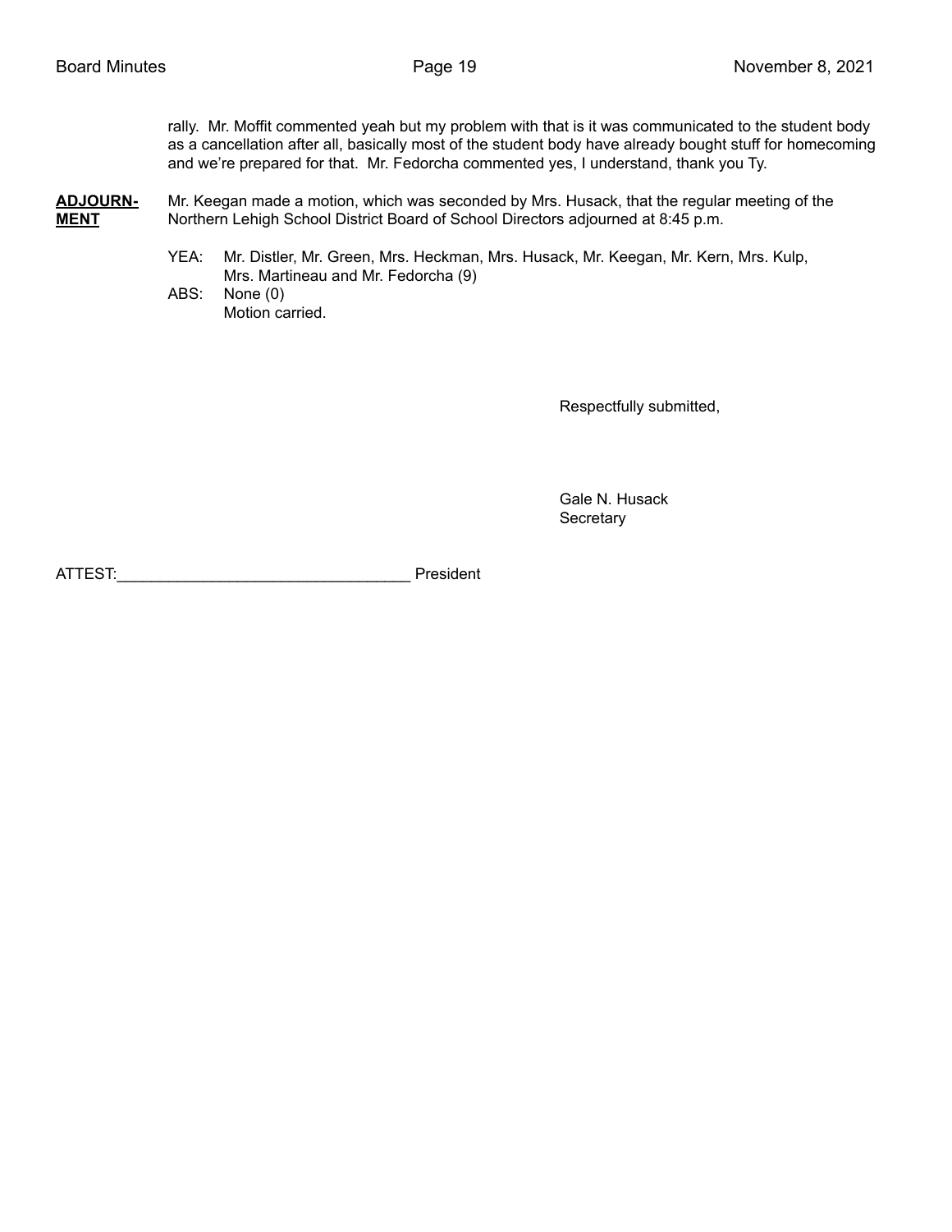rally. Mr. Moffit commented yeah but my problem with that is it was communicated to the student body as a cancellation after all, basically most of the student body have already bought stuff for homecoming and we're prepared for that. Mr. Fedorcha commented yes, I understand, thank you Ty.

**ADJOURN-MENT**

Mr. Keegan made a motion, which was seconded by Mrs. Husack, that the regular meeting of the Northern Lehigh School District Board of School Directors adjourned at 8:45 p.m.

YEA: Mr. Distler, Mr. Green, Mrs. Heckman, Mrs. Husack, Mr. Keegan, Mr. Kern, Mrs. Kulp, Mrs. Martineau and Mr. Fedorcha (9)
ABS: None (0)
Motion carried.

Respectfully submitted,

Gale N. Husack
Secretary

ATTEST:\_\_\_\_\_\_\_\_\_\_\_\_\_\_\_\_\_\_\_\_\_\_\_\_\_\_\_\_\_\_\_\_\_\_ President